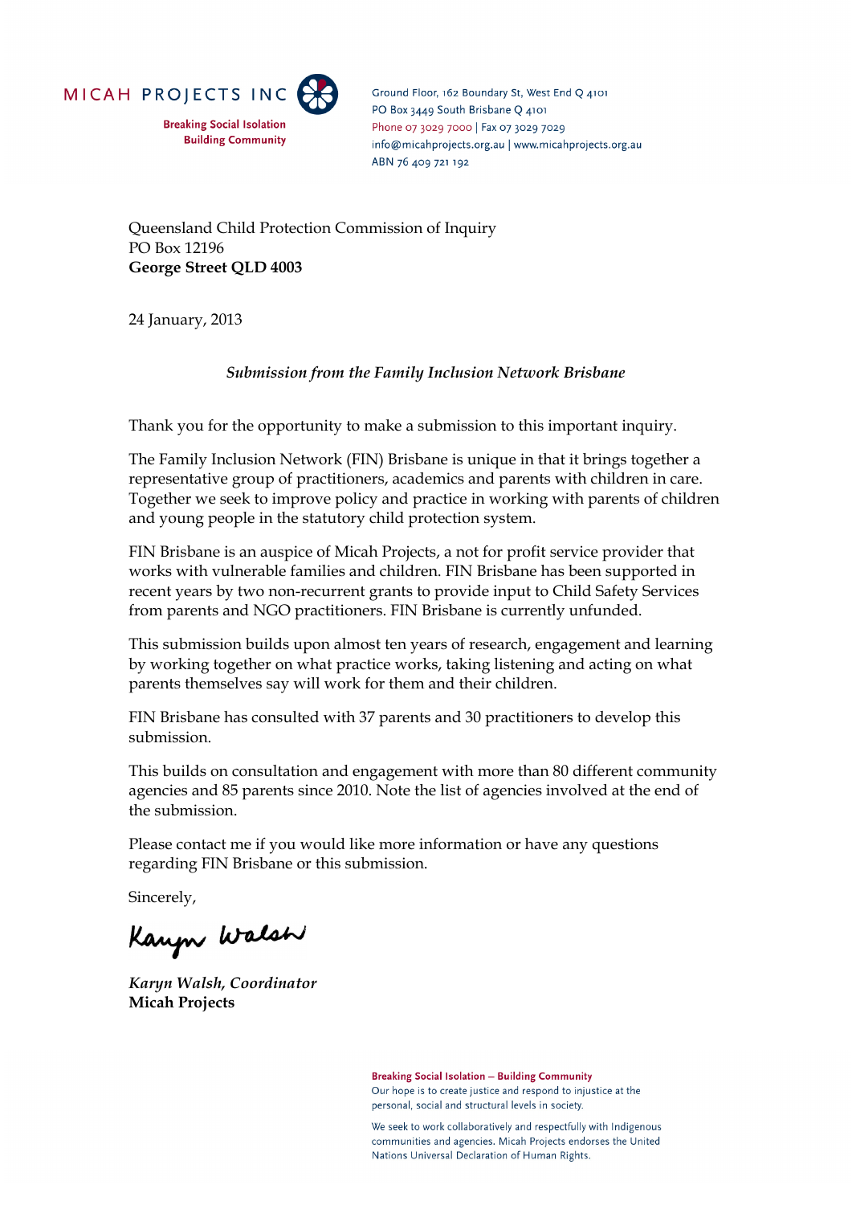MICAH PROJECTS INC

Breaking Social Isolation
Building Community

Ground Floor, 162 Boundary St, West End Q 4101
PO Box 3449 South Brisbane Q 4101
Phone 07 3029 7000 | Fax 07 3029 7029
info@micahprojects.org.au | www.micahprojects.org.au
ABN 76 409 721 192

Queensland Child Protection Commission of Inquiry
PO Box 12196
**George Street QLD 4003**

24 January, 2013

***Submission from the Family Inclusion Network Brisbane***

Thank you for the opportunity to make a submission to this important inquiry.

The Family Inclusion Network (FIN) Brisbane is unique in that it brings together a representative group of practitioners, academics and parents with children in care. Together we seek to improve policy and practice in working with parents of children and young people in the statutory child protection system.

FIN Brisbane is an auspice of Micah Projects, a not for profit service provider that works with vulnerable families and children. FIN Brisbane has been supported in recent years by two non-recurrent grants to provide input to Child Safety Services from parents and NGO practitioners. FIN Brisbane is currently unfunded.

This submission builds upon almost ten years of research, engagement and learning by working together on what practice works, taking listening and acting on what parents themselves say will work for them and their children.

FIN Brisbane has consulted with 37 parents and 30 practitioners to develop this submission.

This builds on consultation and engagement with more than 80 different community agencies and 85 parents since 2010. Note the list of agencies involved at the end of the submission.

Please contact me if you would like more information or have any questions regarding FIN Brisbane or this submission.

Sincerely,

Karyn Walsh

*Karyn Walsh, Coordinator*
**Micah Projects**

**Breaking Social Isolation – Building Community**
Our hope is to create justice and respond to injustice at the personal, social and structural levels in society.

We seek to work collaboratively and respectfully with Indigenous communities and agencies. Micah Projects endorses the United Nations Universal Declaration of Human Rights.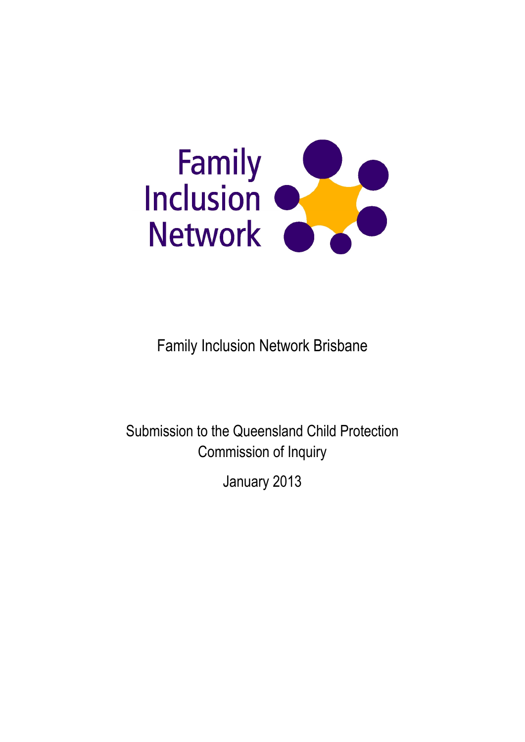Family Inclusion Network

Family Inclusion Network Brisbane

Submission to the Queensland Child Protection Commission of Inquiry

January 2013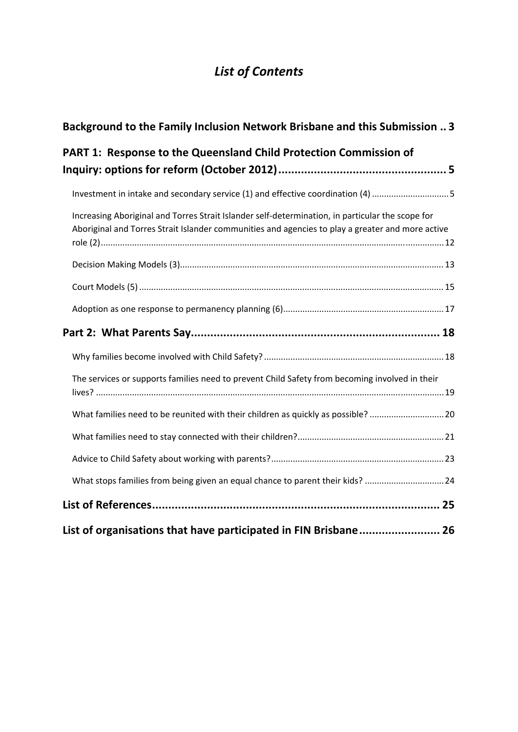# *List of Contents*

**Background to the Family Inclusion Network Brisbane and this Submission .. 3**

**PART 1: Response to the Queensland Child Protection Commission of Inquiry: options for reform (October 2012) .... 5**

Investment in intake and secondary service (1) and effective coordination (4) .... 5

Increasing Aboriginal and Torres Strait Islander self-determination, in particular the scope for Aboriginal and Torres Strait Islander communities and agencies to play a greater and more active role (2) .... 12

Decision Making Models (3) .... 13

Court Models (5) .... 15

Adoption as one response to permanency planning (6) .... 17

**Part 2: What Parents Say .... 18**

Why families become involved with Child Safety? .... 18

The services or supports families need to prevent Child Safety from becoming involved in their lives? .... 19

What families need to be reunited with their children as quickly as possible? .... 20

What families need to stay connected with their children? .... 21

Advice to Child Safety about working with parents? .... 23

What stops families from being given an equal chance to parent their kids? .... 24

**List of References .... 25**

**List of organisations that have participated in FIN Brisbane .... 26**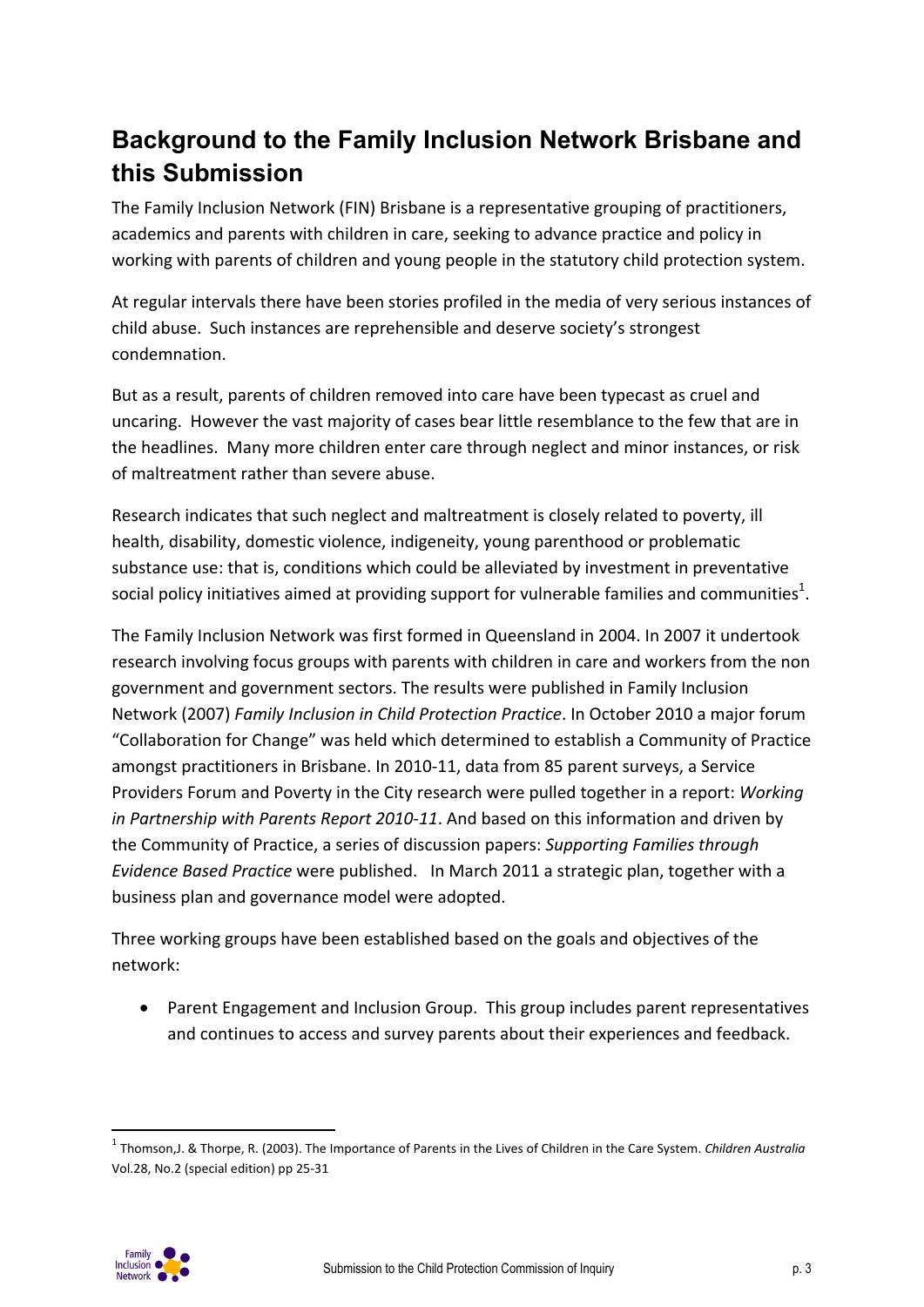## Background to the Family Inclusion Network Brisbane and this Submission

The Family Inclusion Network (FIN) Brisbane is a representative grouping of practitioners, academics and parents with children in care, seeking to advance practice and policy in working with parents of children and young people in the statutory child protection system.

At regular intervals there have been stories profiled in the media of very serious instances of child abuse. Such instances are reprehensible and deserve society's strongest condemnation.

But as a result, parents of children removed into care have been typecast as cruel and uncaring. However the vast majority of cases bear little resemblance to the few that are in the headlines. Many more children enter care through neglect and minor instances, or risk of maltreatment rather than severe abuse.

Research indicates that such neglect and maltreatment is closely related to poverty, ill health, disability, domestic violence, indigeneity, young parenthood or problematic substance use: that is, conditions which could be alleviated by investment in preventative social policy initiatives aimed at providing support for vulnerable families and communities[1].

The Family Inclusion Network was first formed in Queensland in 2004. In 2007 it undertook research involving focus groups with parents with children in care and workers from the non government and government sectors. The results were published in Family Inclusion Network (2007) *Family Inclusion in Child Protection Practice*. In October 2010 a major forum "Collaboration for Change" was held which determined to establish a Community of Practice amongst practitioners in Brisbane. In 2010-11, data from 85 parent surveys, a Service Providers Forum and Poverty in the City research were pulled together in a report: *Working in Partnership with Parents Report 2010-11*. And based on this information and driven by the Community of Practice, a series of discussion papers: *Supporting Families through Evidence Based Practice* were published. In March 2011 a strategic plan, together with a business plan and governance model were adopted.

Three working groups have been established based on the goals and objectives of the network:

- Parent Engagement and Inclusion Group. This group includes parent representatives and continues to access and survey parents about their experiences and feedback.

---

[1] Thomson,J. & Thorpe, R. (2003). The Importance of Parents in the Lives of Children in the Care System. *Children Australia* Vol.28, No.2 (special edition) pp 25-31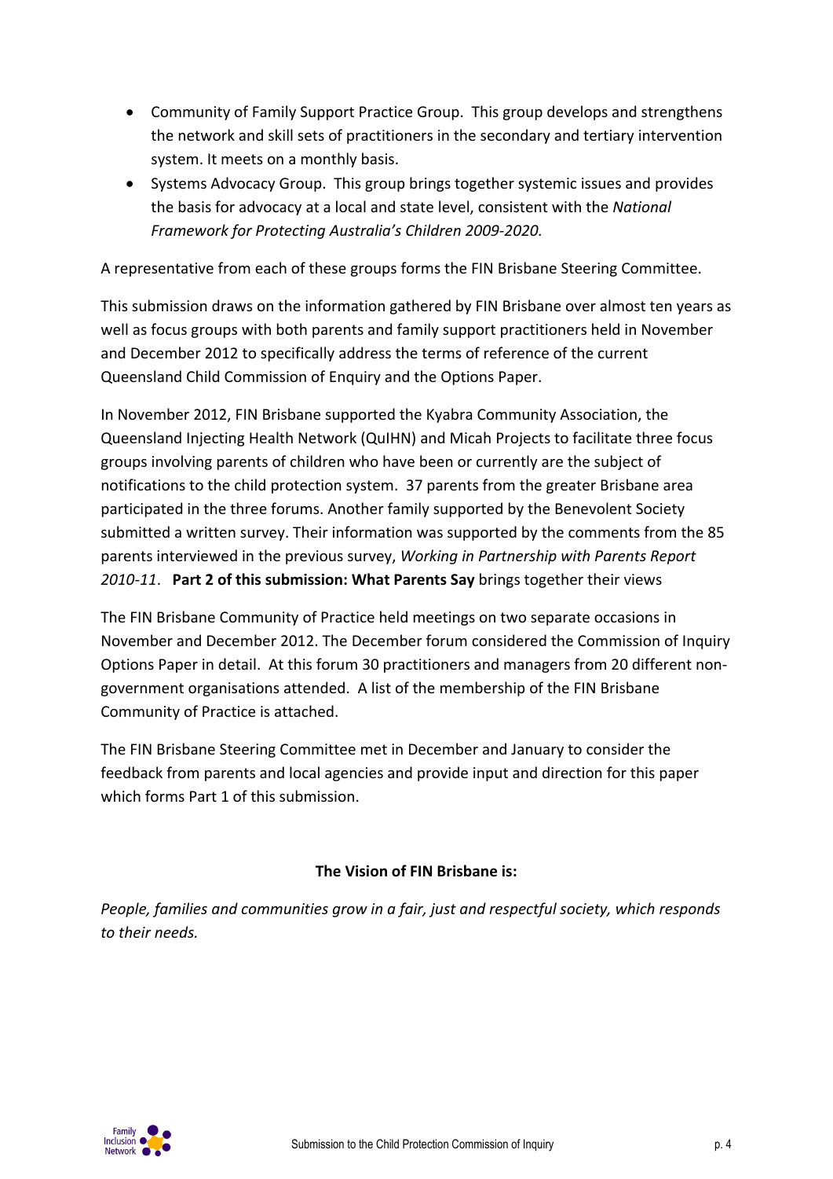- Community of Family Support Practice Group. This group develops and strengthens the network and skill sets of practitioners in the secondary and tertiary intervention system. It meets on a monthly basis.
- Systems Advocacy Group. This group brings together systemic issues and provides the basis for advocacy at a local and state level, consistent with the *National Framework for Protecting Australia's Children 2009-2020.*

A representative from each of these groups forms the FIN Brisbane Steering Committee.

This submission draws on the information gathered by FIN Brisbane over almost ten years as well as focus groups with both parents and family support practitioners held in November and December 2012 to specifically address the terms of reference of the current Queensland Child Commission of Enquiry and the Options Paper.

In November 2012, FIN Brisbane supported the Kyabra Community Association, the Queensland Injecting Health Network (QuIHN) and Micah Projects to facilitate three focus groups involving parents of children who have been or currently are the subject of notifications to the child protection system. 37 parents from the greater Brisbane area participated in the three forums. Another family supported by the Benevolent Society submitted a written survey. Their information was supported by the comments from the 85 parents interviewed in the previous survey, *Working in Partnership with Parents Report 2010-11*. **Part 2 of this submission: What Parents Say** brings together their views

The FIN Brisbane Community of Practice held meetings on two separate occasions in November and December 2012. The December forum considered the Commission of Inquiry Options Paper in detail. At this forum 30 practitioners and managers from 20 different non-government organisations attended. A list of the membership of the FIN Brisbane Community of Practice is attached.

The FIN Brisbane Steering Committee met in December and January to consider the feedback from parents and local agencies and provide input and direction for this paper which forms Part 1 of this submission.

**The Vision of FIN Brisbane is:**

*People, families and communities grow in a fair, just and respectful society, which responds to their needs.*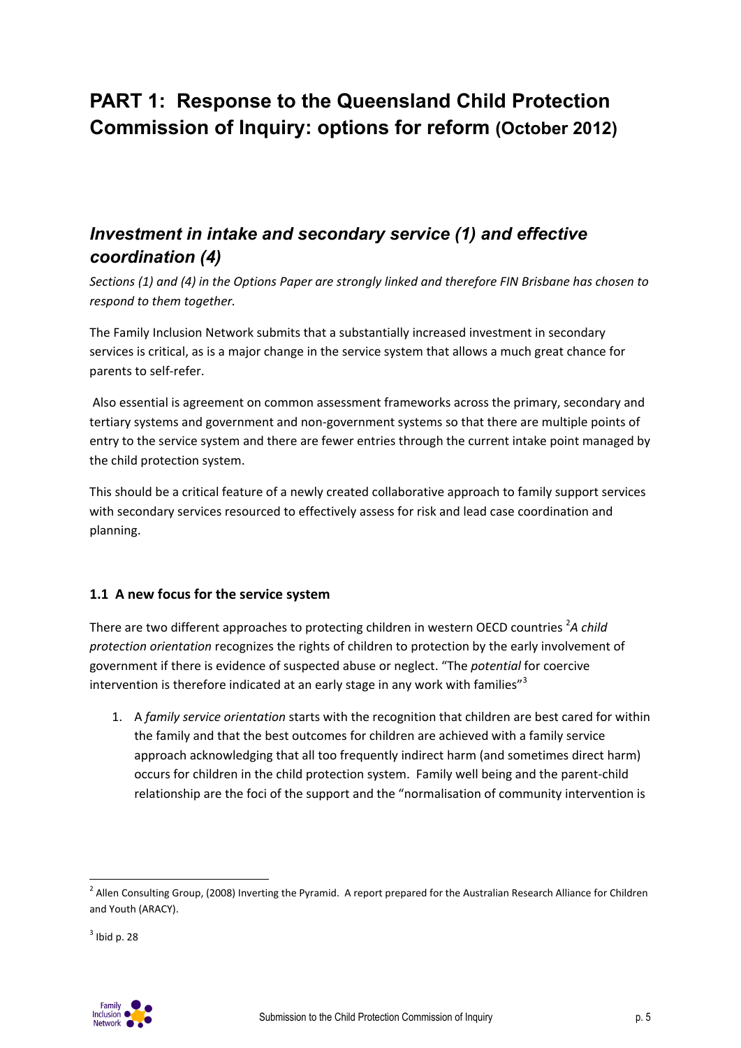# PART 1: Response to the Queensland Child Protection Commission of Inquiry: options for reform (October 2012)

## *Investment in intake and secondary service (1) and effective coordination (4)*

*Sections (1) and (4) in the Options Paper are strongly linked and therefore FIN Brisbane has chosen to respond to them together.*

The Family Inclusion Network submits that a substantially increased investment in secondary services is critical, as is a major change in the service system that allows a much great chance for parents to self-refer.

Also essential is agreement on common assessment frameworks across the primary, secondary and tertiary systems and government and non-government systems so that there are multiple points of entry to the service system and there are fewer entries through the current intake point managed by the child protection system.

This should be a critical feature of a newly created collaborative approach to family support services with secondary services resourced to effectively assess for risk and lead case coordination and planning.

### 1.1 A new focus for the service system

There are two different approaches to protecting children in western OECD countries [2]*A child protection orientation* recognizes the rights of children to protection by the early involvement of government if there is evidence of suspected abuse or neglect. "The *potential* for coercive intervention is therefore indicated at an early stage in any work with families"[3]

1. A *family service orientation* starts with the recognition that children are best cared for within the family and that the best outcomes for children are achieved with a family service approach acknowledging that all too frequently indirect harm (and sometimes direct harm) occurs for children in the child protection system. Family well being and the parent-child relationship are the foci of the support and the "normalisation of community intervention is

---

[2] Allen Consulting Group, (2008) Inverting the Pyramid. A report prepared for the Australian Research Alliance for Children and Youth (ARACY).

[3] Ibid p. 28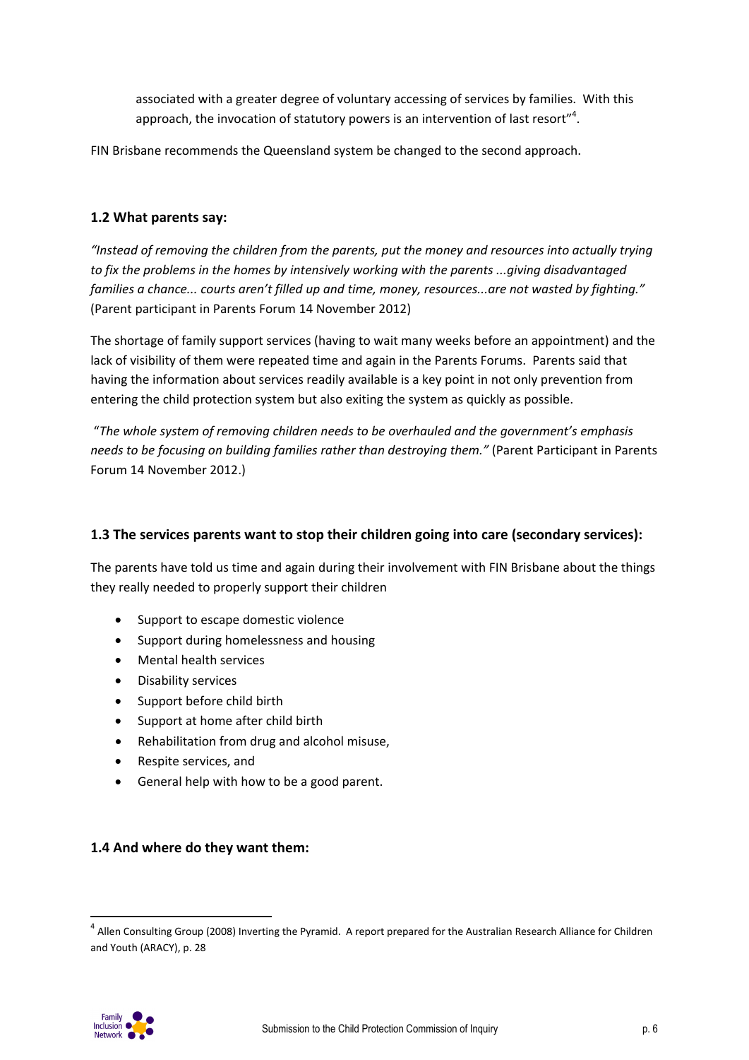associated with a greater degree of voluntary accessing of services by families. With this approach, the invocation of statutory powers is an intervention of last resort"[4].

FIN Brisbane recommends the Queensland system be changed to the second approach.

### 1.2 What parents say:

*"Instead of removing the children from the parents, put the money and resources into actually trying to fix the problems in the homes by intensively working with the parents ...giving disadvantaged families a chance... courts aren't filled up and time, money, resources...are not wasted by fighting."* (Parent participant in Parents Forum 14 November 2012)

The shortage of family support services (having to wait many weeks before an appointment) and the lack of visibility of them were repeated time and again in the Parents Forums. Parents said that having the information about services readily available is a key point in not only prevention from entering the child protection system but also exiting the system as quickly as possible.

"*The whole system of removing children needs to be overhauled and the government's emphasis needs to be focusing on building families rather than destroying them."* (Parent Participant in Parents Forum 14 November 2012.)

### 1.3 The services parents want to stop their children going into care (secondary services):

The parents have told us time and again during their involvement with FIN Brisbane about the things they really needed to properly support their children

- Support to escape domestic violence
- Support during homelessness and housing
- Mental health services
- Disability services
- Support before child birth
- Support at home after child birth
- Rehabilitation from drug and alcohol misuse,
- Respite services, and
- General help with how to be a good parent.

### 1.4 And where do they want them:

[4] Allen Consulting Group (2008) Inverting the Pyramid. A report prepared for the Australian Research Alliance for Children and Youth (ARACY), p. 28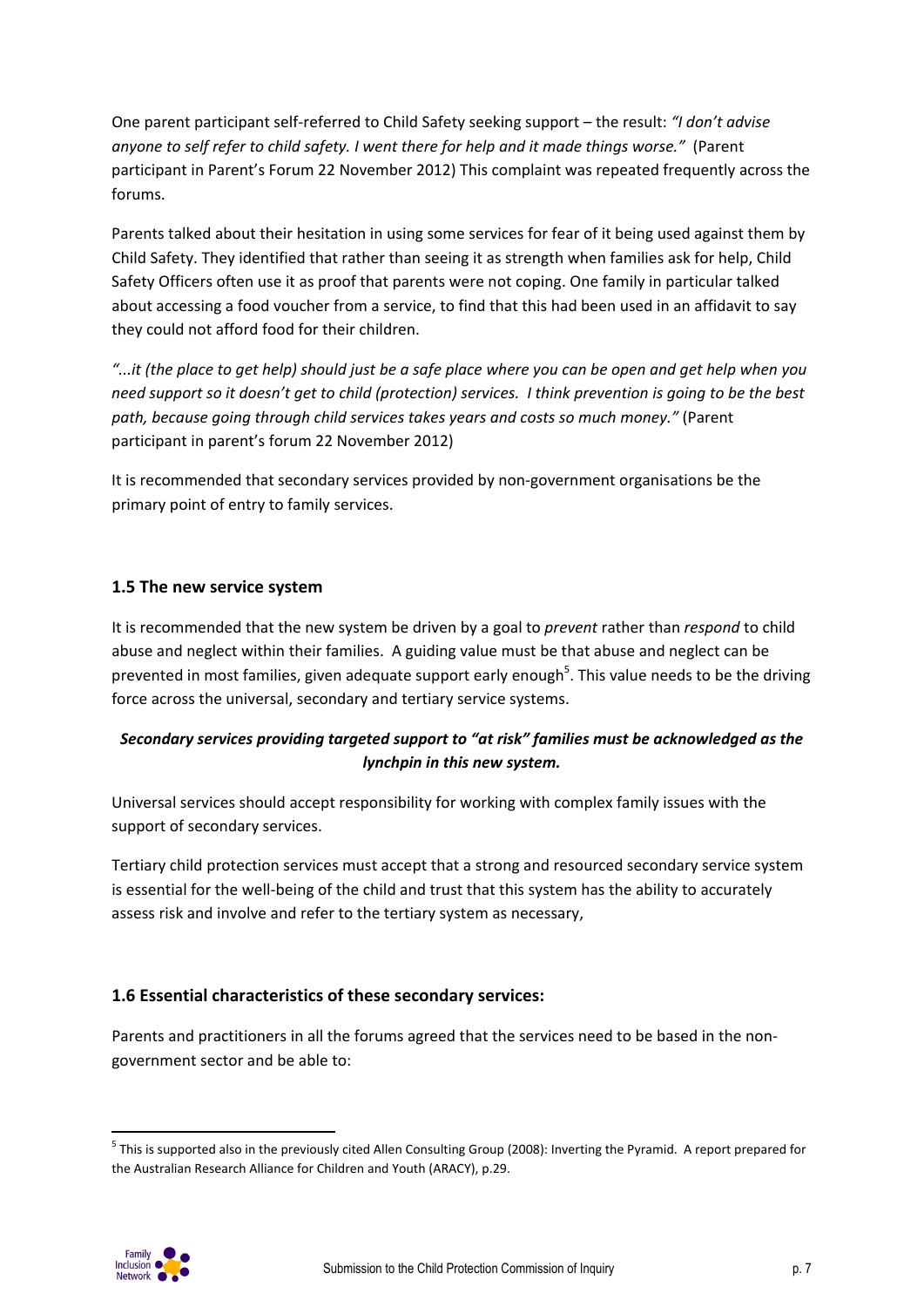One parent participant self-referred to Child Safety seeking support – the result: *"I don't advise anyone to self refer to child safety. I went there for help and it made things worse."* (Parent participant in Parent's Forum 22 November 2012) This complaint was repeated frequently across the forums.

Parents talked about their hesitation in using some services for fear of it being used against them by Child Safety. They identified that rather than seeing it as strength when families ask for help, Child Safety Officers often use it as proof that parents were not coping. One family in particular talked about accessing a food voucher from a service, to find that this had been used in an affidavit to say they could not afford food for their children.

*"...it (the place to get help) should just be a safe place where you can be open and get help when you need support so it doesn't get to child (protection) services. I think prevention is going to be the best path, because going through child services takes years and costs so much money."* (Parent participant in parent's forum 22 November 2012)

It is recommended that secondary services provided by non-government organisations be the primary point of entry to family services.

## 1.5 The new service system

It is recommended that the new system be driven by a goal to *prevent* rather than *respond* to child abuse and neglect within their families. A guiding value must be that abuse and neglect can be prevented in most families, given adequate support early enough[5]. This value needs to be the driving force across the universal, secondary and tertiary service systems.

***Secondary services providing targeted support to "at risk" families must be acknowledged as the lynchpin in this new system.***

Universal services should accept responsibility for working with complex family issues with the support of secondary services.

Tertiary child protection services must accept that a strong and resourced secondary service system is essential for the well-being of the child and trust that this system has the ability to accurately assess risk and involve and refer to the tertiary system as necessary,

## 1.6 Essential characteristics of these secondary services:

Parents and practitioners in all the forums agreed that the services need to be based in the non-government sector and be able to:

[5] This is supported also in the previously cited Allen Consulting Group (2008): Inverting the Pyramid. A report prepared for the Australian Research Alliance for Children and Youth (ARACY), p.29.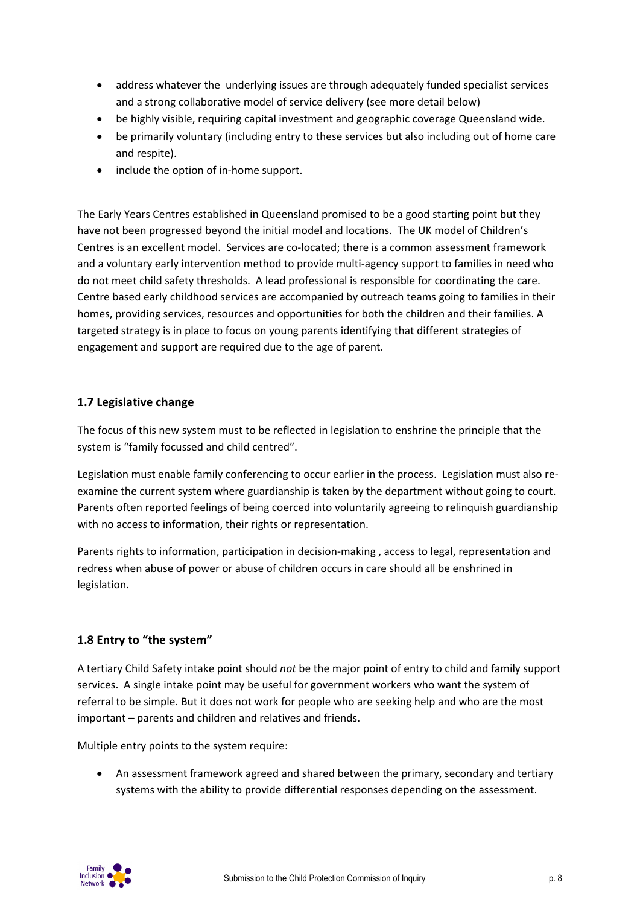- address whatever the underlying issues are through adequately funded specialist services and a strong collaborative model of service delivery (see more detail below)
- be highly visible, requiring capital investment and geographic coverage Queensland wide.
- be primarily voluntary (including entry to these services but also including out of home care and respite).
- include the option of in-home support.

The Early Years Centres established in Queensland promised to be a good starting point but they have not been progressed beyond the initial model and locations. The UK model of Children's Centres is an excellent model. Services are co-located; there is a common assessment framework and a voluntary early intervention method to provide multi-agency support to families in need who do not meet child safety thresholds. A lead professional is responsible for coordinating the care. Centre based early childhood services are accompanied by outreach teams going to families in their homes, providing services, resources and opportunities for both the children and their families. A targeted strategy is in place to focus on young parents identifying that different strategies of engagement and support are required due to the age of parent.

### 1.7 Legislative change

The focus of this new system must to be reflected in legislation to enshrine the principle that the system is "family focussed and child centred".

Legislation must enable family conferencing to occur earlier in the process. Legislation must also re-examine the current system where guardianship is taken by the department without going to court. Parents often reported feelings of being coerced into voluntarily agreeing to relinquish guardianship with no access to information, their rights or representation.

Parents rights to information, participation in decision-making , access to legal, representation and redress when abuse of power or abuse of children occurs in care should all be enshrined in legislation.

### 1.8 Entry to "the system"

A tertiary Child Safety intake point should *not* be the major point of entry to child and family support services. A single intake point may be useful for government workers who want the system of referral to be simple. But it does not work for people who are seeking help and who are the most important – parents and children and relatives and friends.

Multiple entry points to the system require:

- An assessment framework agreed and shared between the primary, secondary and tertiary systems with the ability to provide differential responses depending on the assessment.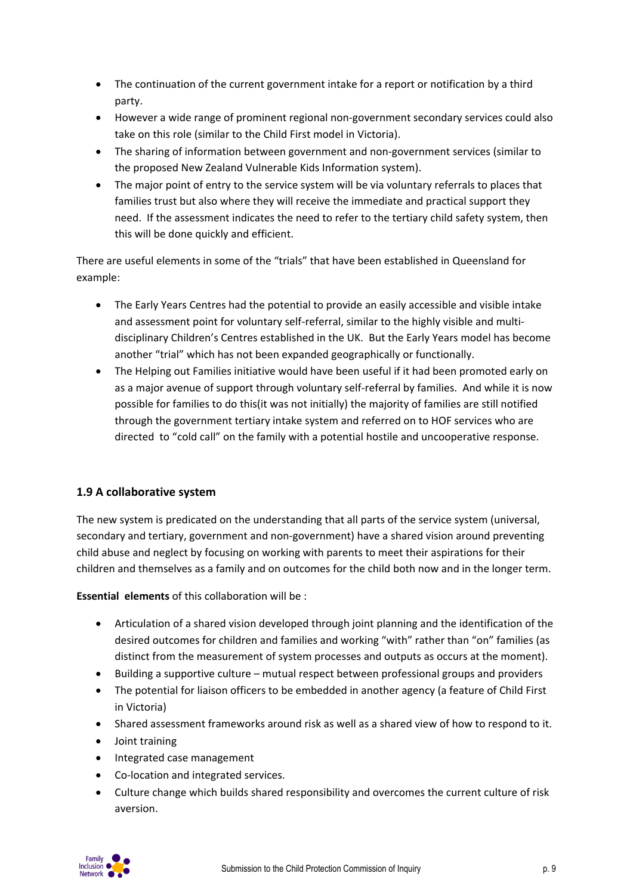- The continuation of the current government intake for a report or notification by a third party.
- However a wide range of prominent regional non-government secondary services could also take on this role (similar to the Child First model in Victoria).
- The sharing of information between government and non-government services (similar to the proposed New Zealand Vulnerable Kids Information system).
- The major point of entry to the service system will be via voluntary referrals to places that families trust but also where they will receive the immediate and practical support they need. If the assessment indicates the need to refer to the tertiary child safety system, then this will be done quickly and efficient.

There are useful elements in some of the "trials" that have been established in Queensland for example:

- The Early Years Centres had the potential to provide an easily accessible and visible intake and assessment point for voluntary self-referral, similar to the highly visible and multi-disciplinary Children's Centres established in the UK. But the Early Years model has become another "trial" which has not been expanded geographically or functionally.
- The Helping out Families initiative would have been useful if it had been promoted early on as a major avenue of support through voluntary self-referral by families. And while it is now possible for families to do this(it was not initially) the majority of families are still notified through the government tertiary intake system and referred on to HOF services who are directed to "cold call" on the family with a potential hostile and uncooperative response.

### 1.9 A collaborative system

The new system is predicated on the understanding that all parts of the service system (universal, secondary and tertiary, government and non-government) have a shared vision around preventing child abuse and neglect by focusing on working with parents to meet their aspirations for their children and themselves as a family and on outcomes for the child both now and in the longer term.

**Essential elements** of this collaboration will be :

- Articulation of a shared vision developed through joint planning and the identification of the desired outcomes for children and families and working "with" rather than "on" families (as distinct from the measurement of system processes and outputs as occurs at the moment).
- Building a supportive culture – mutual respect between professional groups and providers
- The potential for liaison officers to be embedded in another agency (a feature of Child First in Victoria)
- Shared assessment frameworks around risk as well as a shared view of how to respond to it.
- Joint training
- Integrated case management
- Co-location and integrated services.
- Culture change which builds shared responsibility and overcomes the current culture of risk aversion.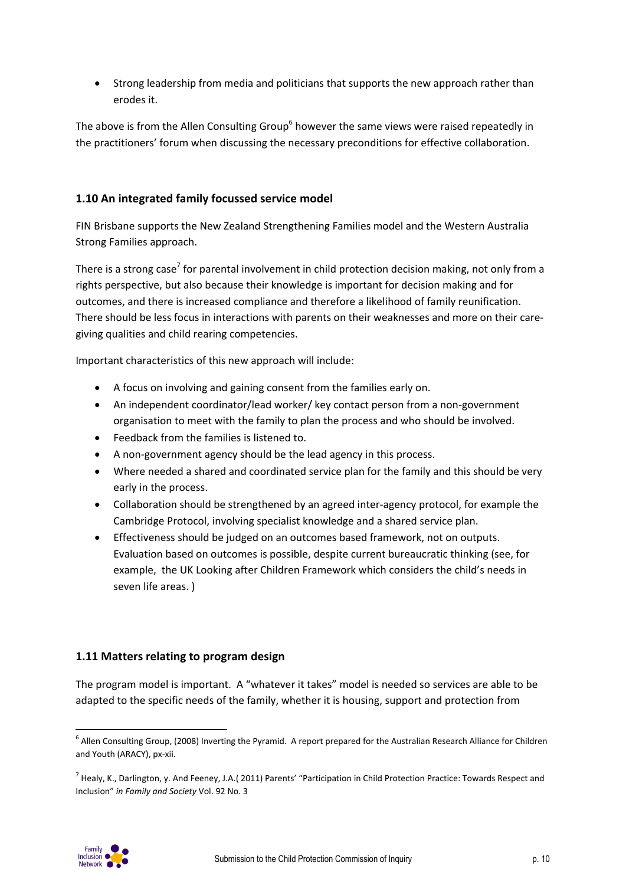- Strong leadership from media and politicians that supports the new approach rather than erodes it.

The above is from the Allen Consulting Group[6] however the same views were raised repeatedly in the practitioners' forum when discussing the necessary preconditions for effective collaboration.

## 1.10 An integrated family focussed service model

FIN Brisbane supports the New Zealand Strengthening Families model and the Western Australia Strong Families approach.

There is a strong case[7] for parental involvement in child protection decision making, not only from a rights perspective, but also because their knowledge is important for decision making and for outcomes, and there is increased compliance and therefore a likelihood of family reunification. There should be less focus in interactions with parents on their weaknesses and more on their care-giving qualities and child rearing competencies.

Important characteristics of this new approach will include:

- A focus on involving and gaining consent from the families early on.
- An independent coordinator/lead worker/ key contact person from a non-government organisation to meet with the family to plan the process and who should be involved.
- Feedback from the families is listened to.
- A non-government agency should be the lead agency in this process.
- Where needed a shared and coordinated service plan for the family and this should be very early in the process.
- Collaboration should be strengthened by an agreed inter-agency protocol, for example the Cambridge Protocol, involving specialist knowledge and a shared service plan.
- Effectiveness should be judged on an outcomes based framework, not on outputs. Evaluation based on outcomes is possible, despite current bureaucratic thinking (see, for example, the UK Looking after Children Framework which considers the child's needs in seven life areas. )

## 1.11 Matters relating to program design

The program model is important. A "whatever it takes" model is needed so services are able to be adapted to the specific needs of the family, whether it is housing, support and protection from

---

[6] Allen Consulting Group, (2008) Inverting the Pyramid. A report prepared for the Australian Research Alliance for Children and Youth (ARACY), px-xii.

[7] Healy, K., Darlington, y. And Feeney, J.A.( 2011) Parents' "Participation in Child Protection Practice: Towards Respect and Inclusion" *in Family and Society* Vol. 92 No. 3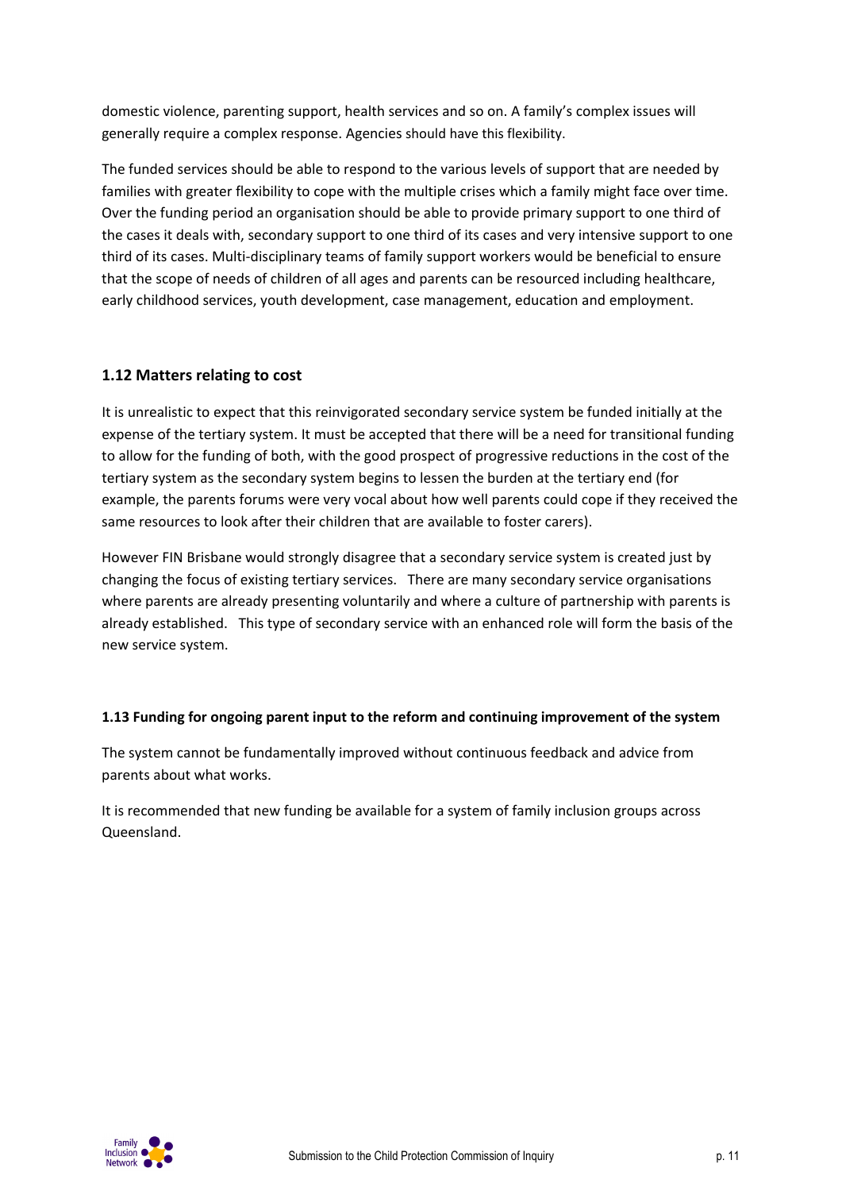domestic violence, parenting support, health services and so on. A family's complex issues will generally require a complex response. Agencies should have this flexibility.

The funded services should be able to respond to the various levels of support that are needed by families with greater flexibility to cope with the multiple crises which a family might face over time. Over the funding period an organisation should be able to provide primary support to one third of the cases it deals with, secondary support to one third of its cases and very intensive support to one third of its cases. Multi-disciplinary teams of family support workers would be beneficial to ensure that the scope of needs of children of all ages and parents can be resourced including healthcare, early childhood services, youth development, case management, education and employment.

### 1.12 Matters relating to cost

It is unrealistic to expect that this reinvigorated secondary service system be funded initially at the expense of the tertiary system. It must be accepted that there will be a need for transitional funding to allow for the funding of both, with the good prospect of progressive reductions in the cost of the tertiary system as the secondary system begins to lessen the burden at the tertiary end (for example, the parents forums were very vocal about how well parents could cope if they received the same resources to look after their children that are available to foster carers).

However FIN Brisbane would strongly disagree that a secondary service system is created just by changing the focus of existing tertiary services. There are many secondary service organisations where parents are already presenting voluntarily and where a culture of partnership with parents is already established. This type of secondary service with an enhanced role will form the basis of the new service system.

#### 1.13 Funding for ongoing parent input to the reform and continuing improvement of the system

The system cannot be fundamentally improved without continuous feedback and advice from parents about what works.

It is recommended that new funding be available for a system of family inclusion groups across Queensland.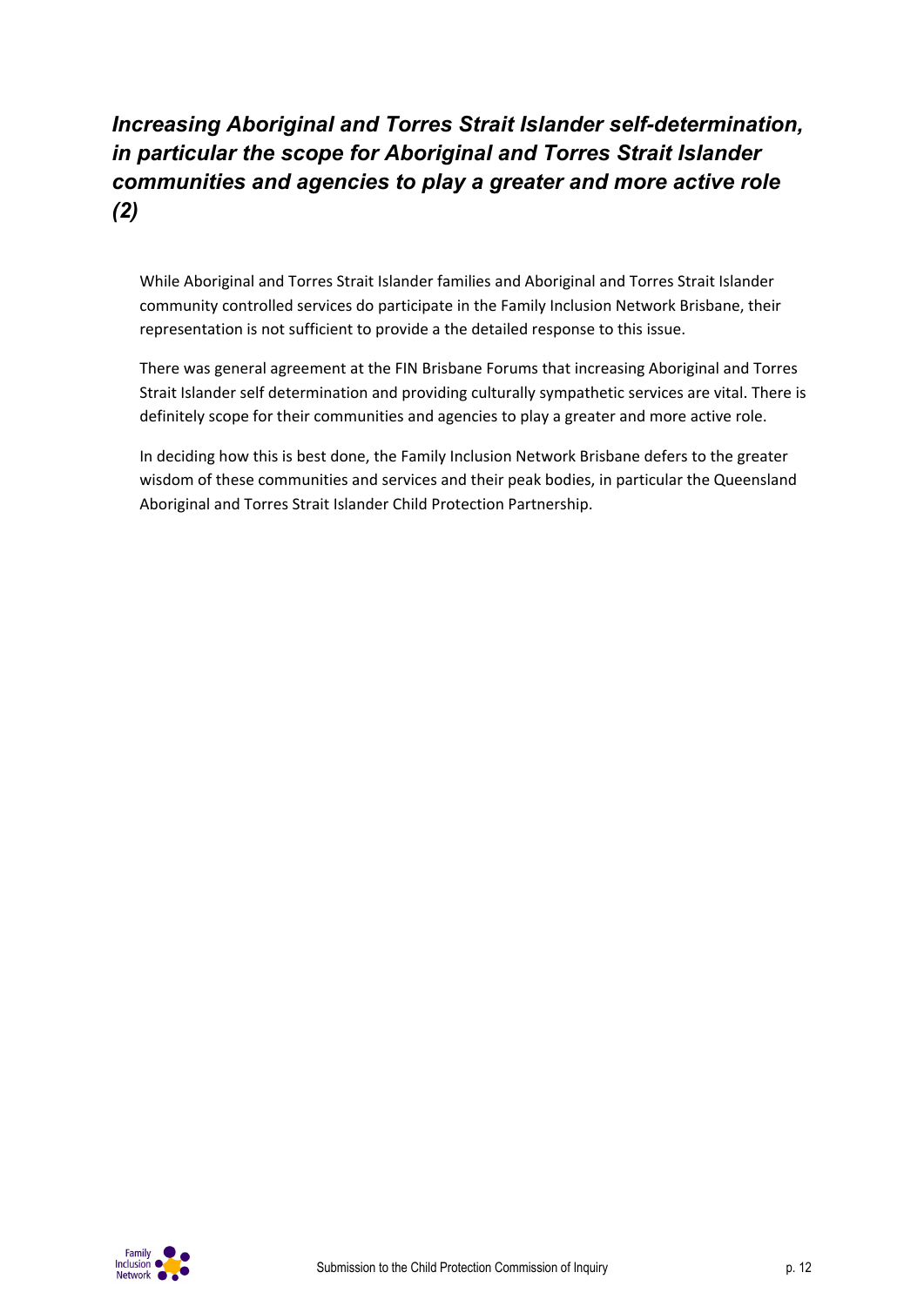## *Increasing Aboriginal and Torres Strait Islander self-determination, in particular the scope for Aboriginal and Torres Strait Islander communities and agencies to play a greater and more active role (2)*

While Aboriginal and Torres Strait Islander families and Aboriginal and Torres Strait Islander community controlled services do participate in the Family Inclusion Network Brisbane, their representation is not sufficient to provide a the detailed response to this issue.

There was general agreement at the FIN Brisbane Forums that increasing Aboriginal and Torres Strait Islander self determination and providing culturally sympathetic services are vital. There is definitely scope for their communities and agencies to play a greater and more active role.

In deciding how this is best done, the Family Inclusion Network Brisbane defers to the greater wisdom of these communities and services and their peak bodies, in particular the Queensland Aboriginal and Torres Strait Islander Child Protection Partnership.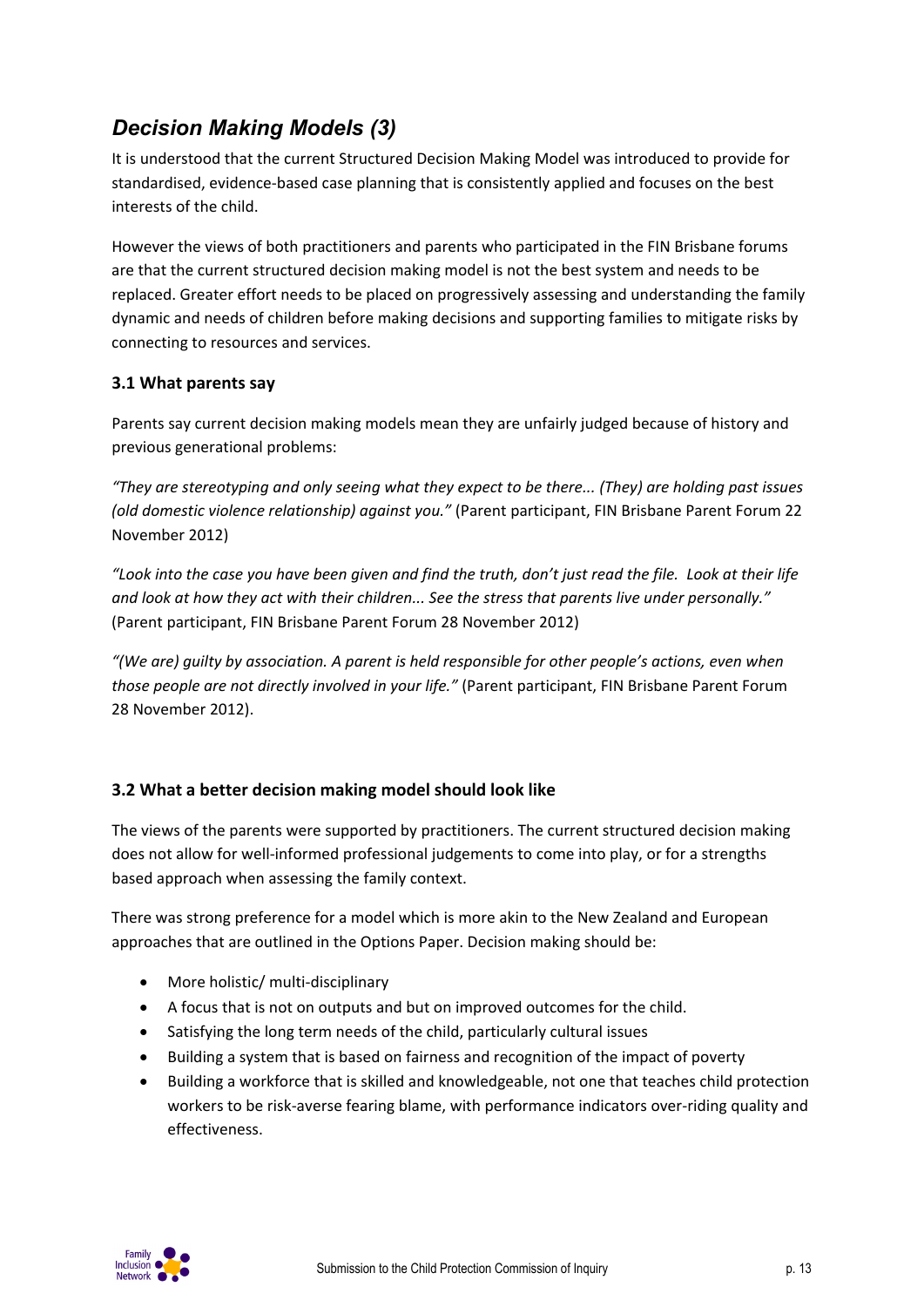## *Decision Making Models (3)*

It is understood that the current Structured Decision Making Model was introduced to provide for standardised, evidence-based case planning that is consistently applied and focuses on the best interests of the child.

However the views of both practitioners and parents who participated in the FIN Brisbane forums are that the current structured decision making model is not the best system and needs to be replaced. Greater effort needs to be placed on progressively assessing and understanding the family dynamic and needs of children before making decisions and supporting families to mitigate risks by connecting to resources and services.

### 3.1 What parents say

Parents say current decision making models mean they are unfairly judged because of history and previous generational problems:

*"They are stereotyping and only seeing what they expect to be there... (They) are holding past issues (old domestic violence relationship) against you."* (Parent participant, FIN Brisbane Parent Forum 22 November 2012)

*"Look into the case you have been given and find the truth, don't just read the file. Look at their life and look at how they act with their children... See the stress that parents live under personally."* (Parent participant, FIN Brisbane Parent Forum 28 November 2012)

*"(We are) guilty by association. A parent is held responsible for other people's actions, even when those people are not directly involved in your life."* (Parent participant, FIN Brisbane Parent Forum 28 November 2012).

### 3.2 What a better decision making model should look like

The views of the parents were supported by practitioners. The current structured decision making does not allow for well-informed professional judgements to come into play, or for a strengths based approach when assessing the family context.

There was strong preference for a model which is more akin to the New Zealand and European approaches that are outlined in the Options Paper. Decision making should be:

- More holistic/ multi-disciplinary
- A focus that is not on outputs and but on improved outcomes for the child.
- Satisfying the long term needs of the child, particularly cultural issues
- Building a system that is based on fairness and recognition of the impact of poverty
- Building a workforce that is skilled and knowledgeable, not one that teaches child protection workers to be risk-averse fearing blame, with performance indicators over-riding quality and effectiveness.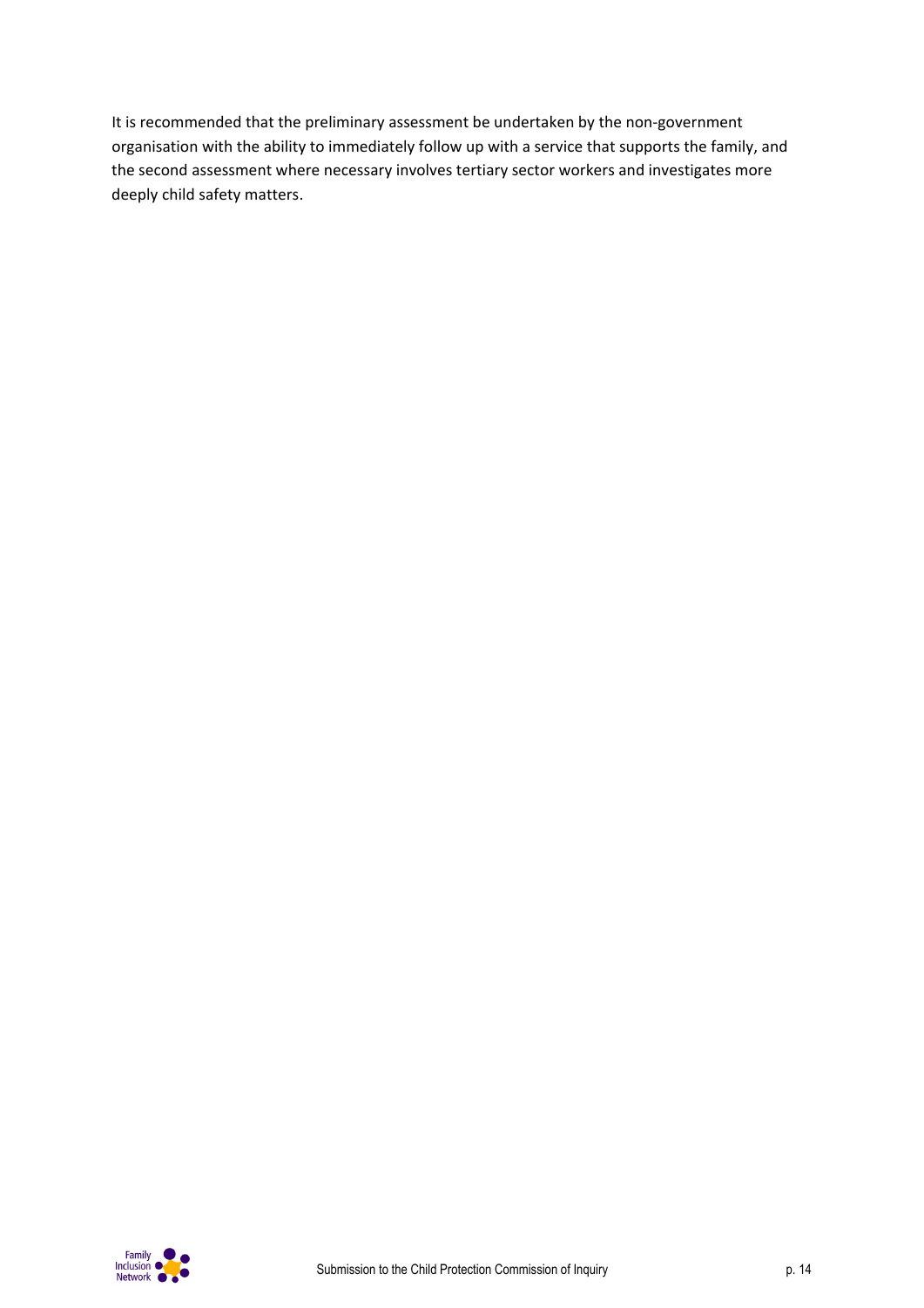It is recommended that the preliminary assessment be undertaken by the non-government organisation with the ability to immediately follow up with a service that supports the family, and the second assessment where necessary involves tertiary sector workers and investigates more deeply child safety matters.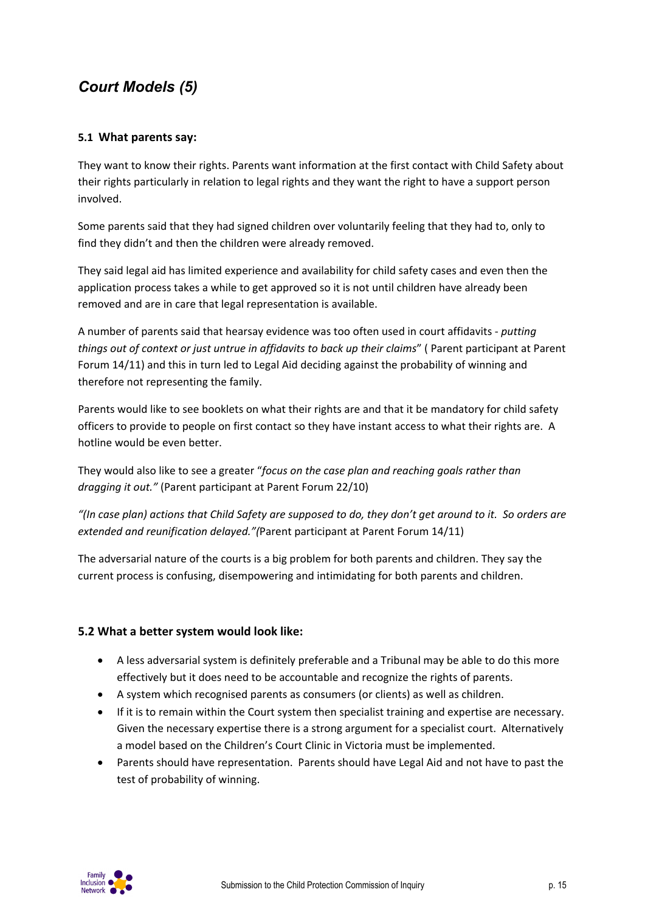## *Court Models (5)*

### 5.1 What parents say:

They want to know their rights. Parents want information at the first contact with Child Safety about their rights particularly in relation to legal rights and they want the right to have a support person involved.

Some parents said that they had signed children over voluntarily feeling that they had to, only to find they didn't and then the children were already removed.

They said legal aid has limited experience and availability for child safety cases and even then the application process takes a while to get approved so it is not until children have already been removed and are in care that legal representation is available.

A number of parents said that hearsay evidence was too often used in court affidavits - *putting things out of context or just untrue in affidavits to back up their claims*" ( Parent participant at Parent Forum 14/11) and this in turn led to Legal Aid deciding against the probability of winning and therefore not representing the family.

Parents would like to see booklets on what their rights are and that it be mandatory for child safety officers to provide to people on first contact so they have instant access to what their rights are. A hotline would be even better.

They would also like to see a greater "*focus on the case plan and reaching goals rather than dragging it out."* (Parent participant at Parent Forum 22/10)

*"(In case plan) actions that Child Safety are supposed to do, they don't get around to it. So orders are extended and reunification delayed."(*Parent participant at Parent Forum 14/11)

The adversarial nature of the courts is a big problem for both parents and children. They say the current process is confusing, disempowering and intimidating for both parents and children.

### 5.2 What a better system would look like:

- A less adversarial system is definitely preferable and a Tribunal may be able to do this more effectively but it does need to be accountable and recognize the rights of parents.
- A system which recognised parents as consumers (or clients) as well as children.
- If it is to remain within the Court system then specialist training and expertise are necessary. Given the necessary expertise there is a strong argument for a specialist court. Alternatively a model based on the Children's Court Clinic in Victoria must be implemented.
- Parents should have representation. Parents should have Legal Aid and not have to past the test of probability of winning.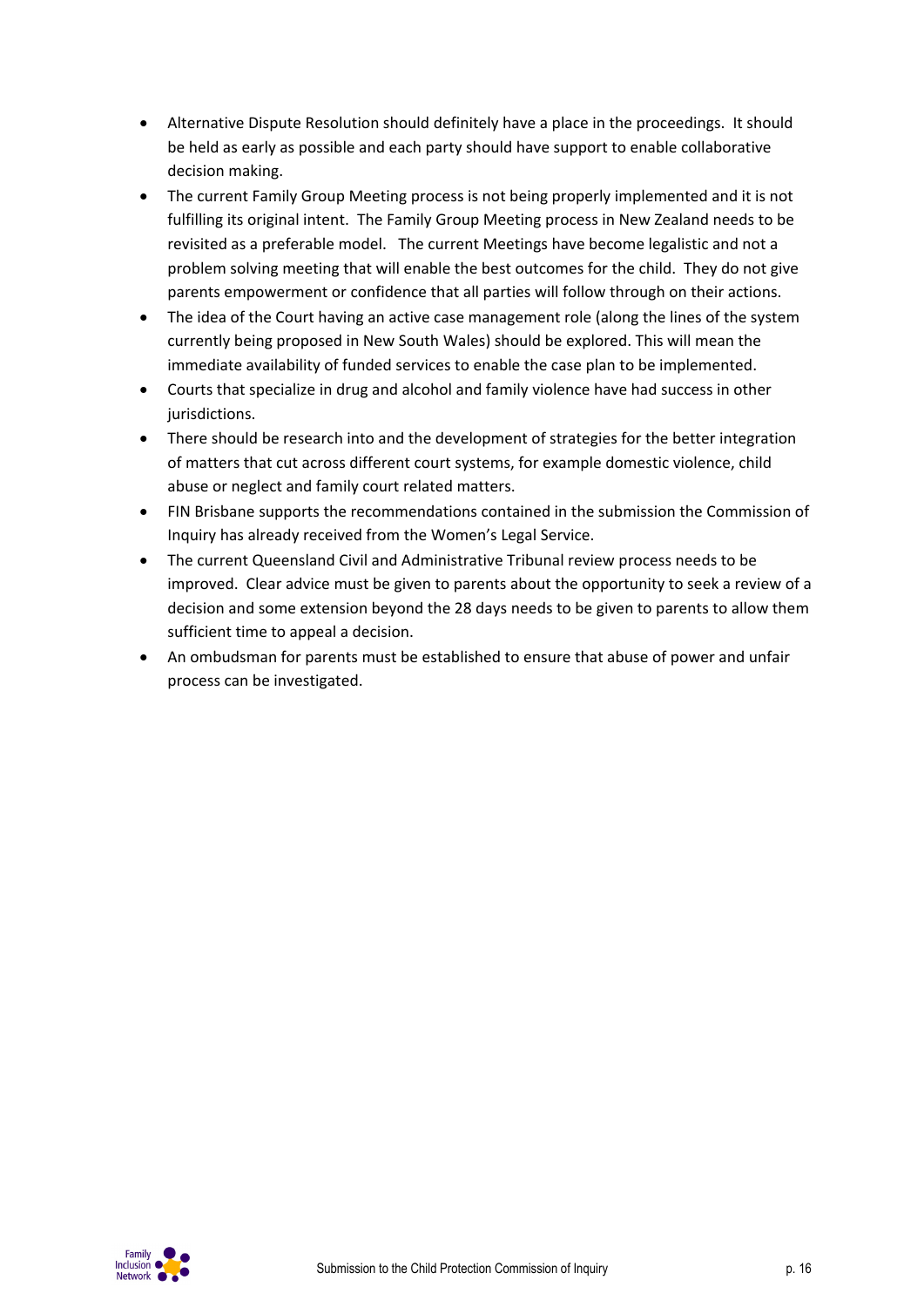- Alternative Dispute Resolution should definitely have a place in the proceedings. It should be held as early as possible and each party should have support to enable collaborative decision making.
- The current Family Group Meeting process is not being properly implemented and it is not fulfilling its original intent. The Family Group Meeting process in New Zealand needs to be revisited as a preferable model. The current Meetings have become legalistic and not a problem solving meeting that will enable the best outcomes for the child. They do not give parents empowerment or confidence that all parties will follow through on their actions.
- The idea of the Court having an active case management role (along the lines of the system currently being proposed in New South Wales) should be explored. This will mean the immediate availability of funded services to enable the case plan to be implemented.
- Courts that specialize in drug and alcohol and family violence have had success in other jurisdictions.
- There should be research into and the development of strategies for the better integration of matters that cut across different court systems, for example domestic violence, child abuse or neglect and family court related matters.
- FIN Brisbane supports the recommendations contained in the submission the Commission of Inquiry has already received from the Women's Legal Service.
- The current Queensland Civil and Administrative Tribunal review process needs to be improved. Clear advice must be given to parents about the opportunity to seek a review of a decision and some extension beyond the 28 days needs to be given to parents to allow them sufficient time to appeal a decision.
- An ombudsman for parents must be established to ensure that abuse of power and unfair process can be investigated.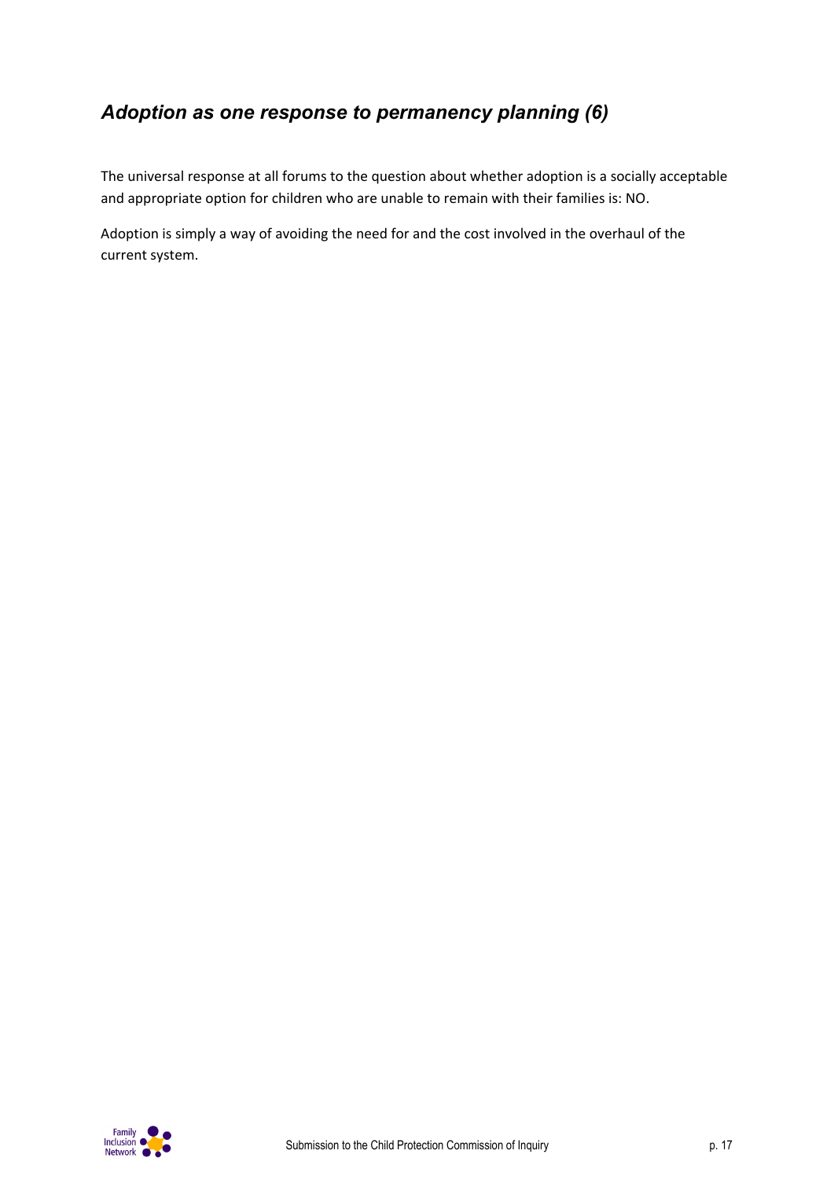## *Adoption as one response to permanency planning (6)*

The universal response at all forums to the question about whether adoption is a socially acceptable and appropriate option for children who are unable to remain with their families is: NO.

Adoption is simply a way of avoiding the need for and the cost involved in the overhaul of the current system.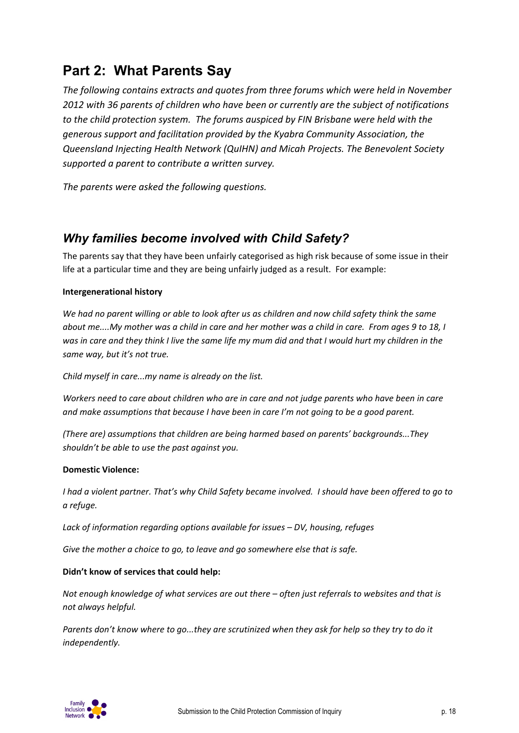# Part 2: What Parents Say

*The following contains extracts and quotes from three forums which were held in November 2012 with 36 parents of children who have been or currently are the subject of notifications to the child protection system. The forums auspiced by FIN Brisbane were held with the generous support and facilitation provided by the Kyabra Community Association, the Queensland Injecting Health Network (QuIHN) and Micah Projects. The Benevolent Society supported a parent to contribute a written survey.*

*The parents were asked the following questions.*

## *Why families become involved with Child Safety?*

The parents say that they have been unfairly categorised as high risk because of some issue in their life at a particular time and they are being unfairly judged as a result. For example:

**Intergenerational history**

*We had no parent willing or able to look after us as children and now child safety think the same about me....My mother was a child in care and her mother was a child in care. From ages 9 to 18, I was in care and they think I live the same life my mum did and that I would hurt my children in the same way, but it's not true.*

*Child myself in care...my name is already on the list.*

*Workers need to care about children who are in care and not judge parents who have been in care and make assumptions that because I have been in care I'm not going to be a good parent.*

*(There are) assumptions that children are being harmed based on parents' backgrounds...They shouldn't be able to use the past against you.*

**Domestic Violence:**

*I had a violent partner. That's why Child Safety became involved. I should have been offered to go to a refuge.*

*Lack of information regarding options available for issues – DV, housing, refuges*

*Give the mother a choice to go, to leave and go somewhere else that is safe.*

**Didn't know of services that could help:**

*Not enough knowledge of what services are out there – often just referrals to websites and that is not always helpful.*

*Parents don't know where to go...they are scrutinized when they ask for help so they try to do it independently.*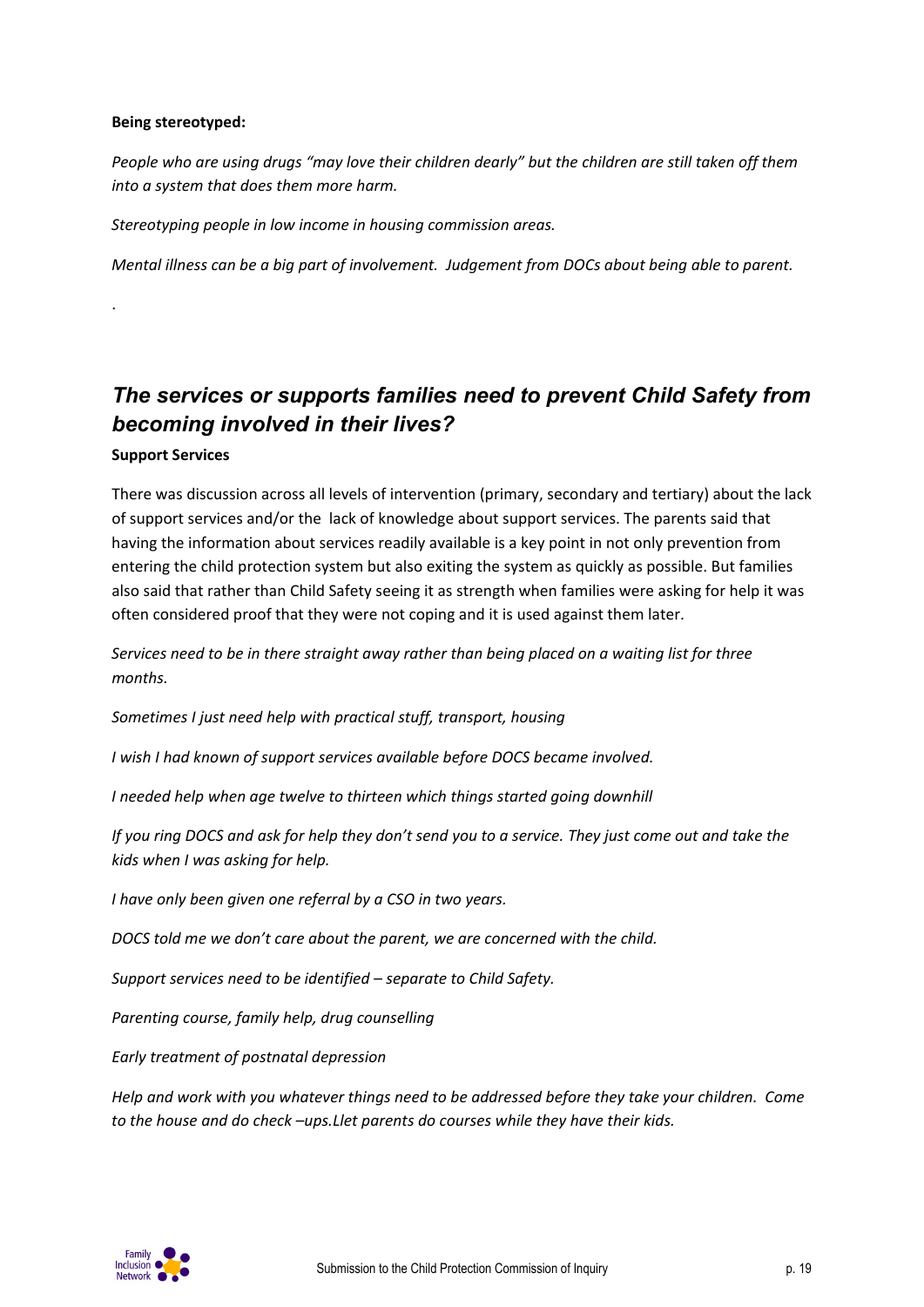**Being stereotyped:**

*People who are using drugs "may love their children dearly" but the children are still taken off them into a system that does them more harm.*

*Stereotyping people in low income in housing commission areas.*

*Mental illness can be a big part of involvement. Judgement from DOCs about being able to parent.*

.

## *The services or supports families need to prevent Child Safety from becoming involved in their lives?*

**Support Services**

There was discussion across all levels of intervention (primary, secondary and tertiary) about the lack of support services and/or the lack of knowledge about support services. The parents said that having the information about services readily available is a key point in not only prevention from entering the child protection system but also exiting the system as quickly as possible. But families also said that rather than Child Safety seeing it as strength when families were asking for help it was often considered proof that they were not coping and it is used against them later.

*Services need to be in there straight away rather than being placed on a waiting list for three months.*

*Sometimes I just need help with practical stuff, transport, housing*

*I wish I had known of support services available before DOCS became involved.*

*I needed help when age twelve to thirteen which things started going downhill*

*If you ring DOCS and ask for help they don't send you to a service. They just come out and take the kids when I was asking for help.*

*I have only been given one referral by a CSO in two years.*

*DOCS told me we don't care about the parent, we are concerned with the child.*

*Support services need to be identified – separate to Child Safety.*

*Parenting course, family help, drug counselling*

*Early treatment of postnatal depression*

*Help and work with you whatever things need to be addressed before they take your children. Come to the house and do check –ups.Llet parents do courses while they have their kids.*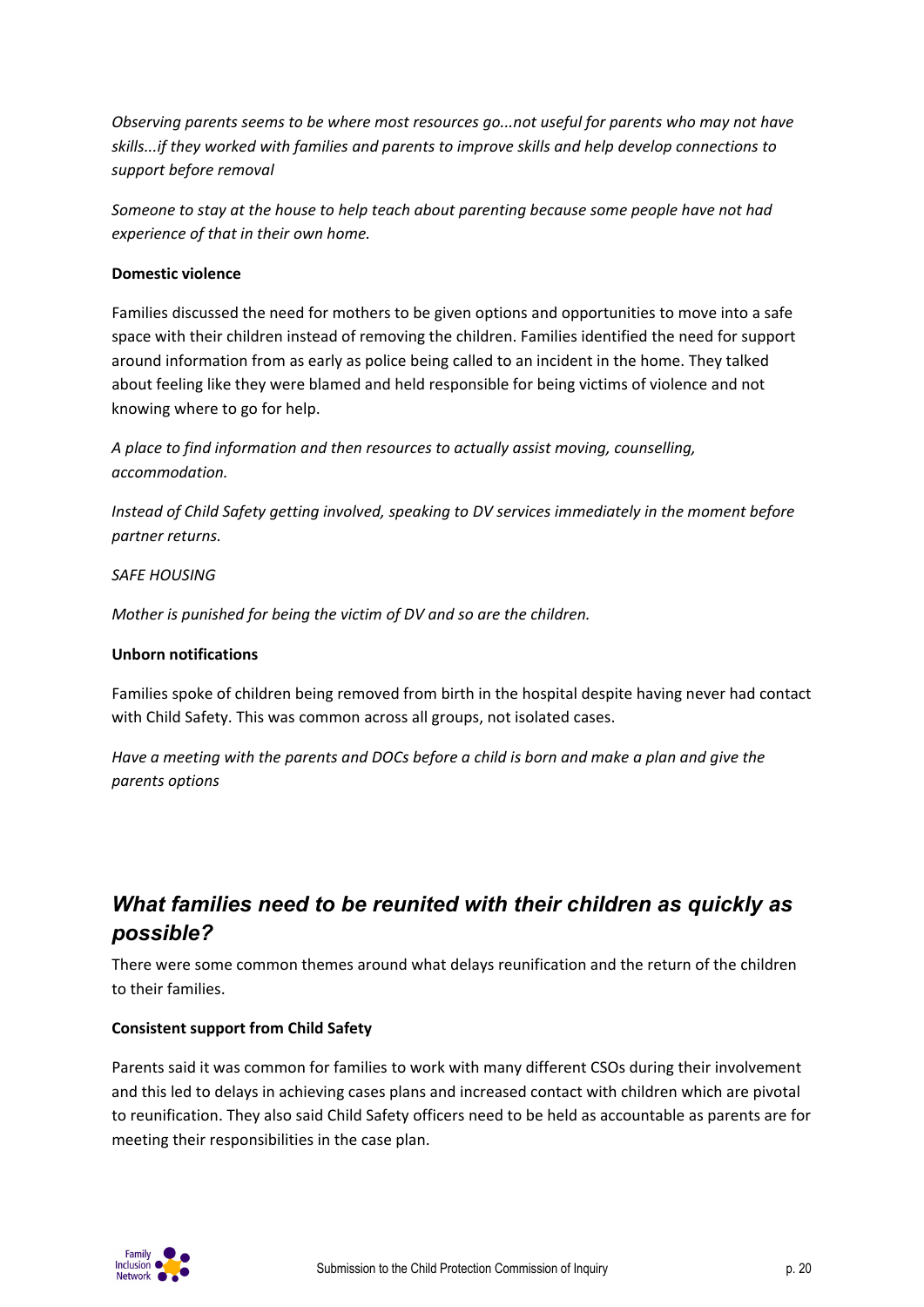*Observing parents seems to be where most resources go...not useful for parents who may not have skills...if they worked with families and parents to improve skills and help develop connections to support before removal*

*Someone to stay at the house to help teach about parenting because some people have not had experience of that in their own home.*

**Domestic violence**

Families discussed the need for mothers to be given options and opportunities to move into a safe space with their children instead of removing the children. Families identified the need for support around information from as early as police being called to an incident in the home. They talked about feeling like they were blamed and held responsible for being victims of violence and not knowing where to go for help.

*A place to find information and then resources to actually assist moving, counselling, accommodation.*

*Instead of Child Safety getting involved, speaking to DV services immediately in the moment before partner returns.*

*SAFE HOUSING*

*Mother is punished for being the victim of DV and so are the children.*

**Unborn notifications**

Families spoke of children being removed from birth in the hospital despite having never had contact with Child Safety. This was common across all groups, not isolated cases.

*Have a meeting with the parents and DOCs before a child is born and make a plan and give the parents options*

## *What families need to be reunited with their children as quickly as possible?*

There were some common themes around what delays reunification and the return of the children to their families.

**Consistent support from Child Safety**

Parents said it was common for families to work with many different CSOs during their involvement and this led to delays in achieving cases plans and increased contact with children which are pivotal to reunification. They also said Child Safety officers need to be held as accountable as parents are for meeting their responsibilities in the case plan.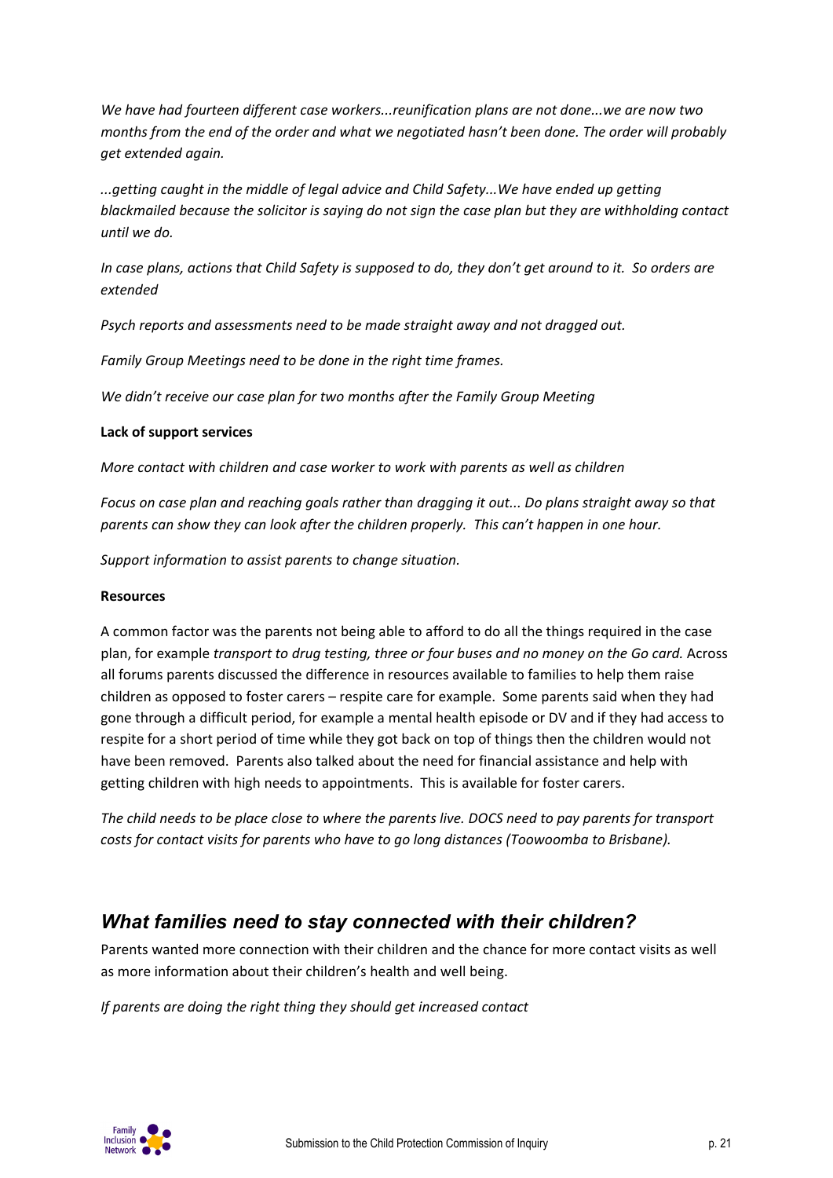*We have had fourteen different case workers...reunification plans are not done...we are now two months from the end of the order and what we negotiated hasn't been done. The order will probably get extended again.*

*...getting caught in the middle of legal advice and Child Safety...We have ended up getting blackmailed because the solicitor is saying do not sign the case plan but they are withholding contact until we do.*

*In case plans, actions that Child Safety is supposed to do, they don't get around to it. So orders are extended*

*Psych reports and assessments need to be made straight away and not dragged out.*

*Family Group Meetings need to be done in the right time frames.*

*We didn't receive our case plan for two months after the Family Group Meeting*

**Lack of support services**

*More contact with children and case worker to work with parents as well as children*

*Focus on case plan and reaching goals rather than dragging it out... Do plans straight away so that parents can show they can look after the children properly. This can't happen in one hour.*

*Support information to assist parents to change situation.*

**Resources**

A common factor was the parents not being able to afford to do all the things required in the case plan, for example *transport to drug testing, three or four buses and no money on the Go card.* Across all forums parents discussed the difference in resources available to families to help them raise children as opposed to foster carers – respite care for example. Some parents said when they had gone through a difficult period, for example a mental health episode or DV and if they had access to respite for a short period of time while they got back on top of things then the children would not have been removed. Parents also talked about the need for financial assistance and help with getting children with high needs to appointments. This is available for foster carers.

*The child needs to be place close to where the parents live. DOCS need to pay parents for transport costs for contact visits for parents who have to go long distances (Toowoomba to Brisbane).*

## *What families need to stay connected with their children?*

Parents wanted more connection with their children and the chance for more contact visits as well as more information about their children's health and well being.

*If parents are doing the right thing they should get increased contact*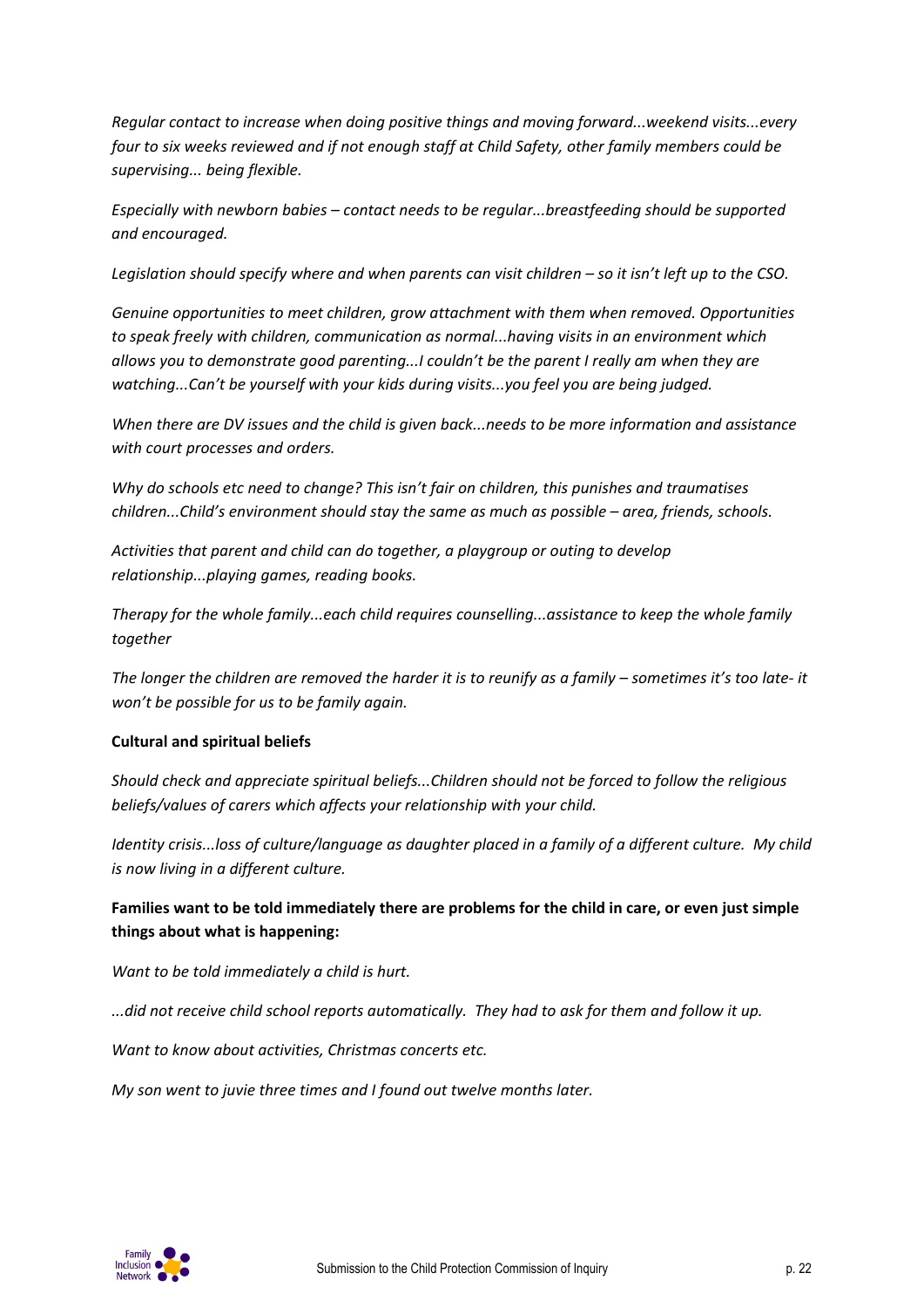*Regular contact to increase when doing positive things and moving forward...weekend visits...every four to six weeks reviewed and if not enough staff at Child Safety, other family members could be supervising... being flexible.*

*Especially with newborn babies – contact needs to be regular...breastfeeding should be supported and encouraged.*

*Legislation should specify where and when parents can visit children – so it isn't left up to the CSO.*

*Genuine opportunities to meet children, grow attachment with them when removed. Opportunities to speak freely with children, communication as normal...having visits in an environment which allows you to demonstrate good parenting...I couldn't be the parent I really am when they are watching...Can't be yourself with your kids during visits...you feel you are being judged.*

*When there are DV issues and the child is given back...needs to be more information and assistance with court processes and orders.*

*Why do schools etc need to change? This isn't fair on children, this punishes and traumatises children...Child's environment should stay the same as much as possible – area, friends, schools.*

*Activities that parent and child can do together, a playgroup or outing to develop relationship...playing games, reading books.*

*Therapy for the whole family...each child requires counselling...assistance to keep the whole family together*

*The longer the children are removed the harder it is to reunify as a family – sometimes it's too late- it won't be possible for us to be family again.*

**Cultural and spiritual beliefs**

*Should check and appreciate spiritual beliefs...Children should not be forced to follow the religious beliefs/values of carers which affects your relationship with your child.*

*Identity crisis...loss of culture/language as daughter placed in a family of a different culture. My child is now living in a different culture.*

**Families want to be told immediately there are problems for the child in care, or even just simple things about what is happening:**

*Want to be told immediately a child is hurt.*

*...did not receive child school reports automatically. They had to ask for them and follow it up.*

*Want to know about activities, Christmas concerts etc.*

*My son went to juvie three times and I found out twelve months later.*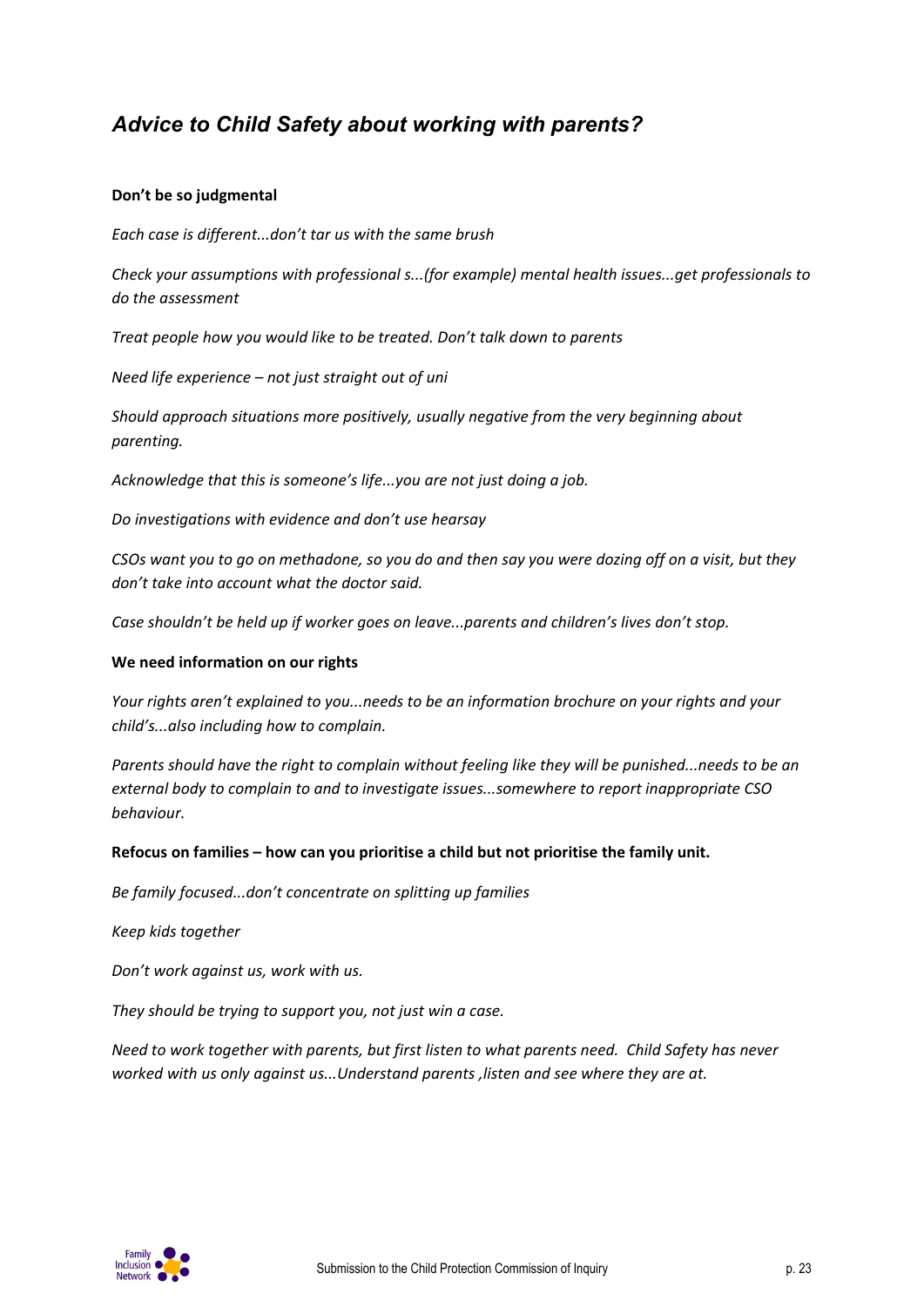## *Advice to Child Safety about working with parents?*

**Don't be so judgmental**

*Each case is different...don't tar us with the same brush*

*Check your assumptions with professional s...(for example) mental health issues...get professionals to do the assessment*

*Treat people how you would like to be treated. Don't talk down to parents*

*Need life experience – not just straight out of uni*

*Should approach situations more positively, usually negative from the very beginning about parenting.*

*Acknowledge that this is someone's life...you are not just doing a job.*

*Do investigations with evidence and don't use hearsay*

*CSOs want you to go on methadone, so you do and then say you were dozing off on a visit, but they don't take into account what the doctor said.*

*Case shouldn't be held up if worker goes on leave...parents and children's lives don't stop.*

**We need information on our rights**

*Your rights aren't explained to you...needs to be an information brochure on your rights and your child's...also including how to complain.*

*Parents should have the right to complain without feeling like they will be punished...needs to be an external body to complain to and to investigate issues...somewhere to report inappropriate CSO behaviour.*

**Refocus on families – how can you prioritise a child but not prioritise the family unit.**

*Be family focused...don't concentrate on splitting up families*

*Keep kids together*

*Don't work against us, work with us.*

*They should be trying to support you, not just win a case.*

*Need to work together with parents, but first listen to what parents need. Child Safety has never worked with us only against us...Understand parents ,listen and see where they are at.*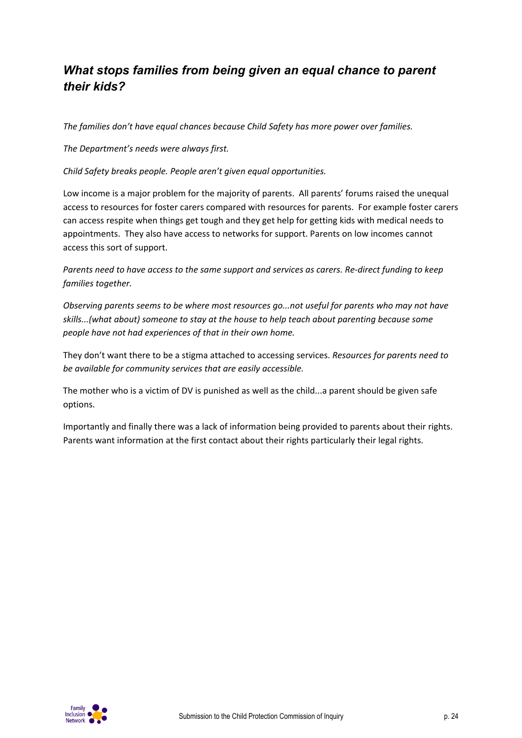## *What stops families from being given an equal chance to parent their kids?*

*The families don't have equal chances because Child Safety has more power over families.*

*The Department's needs were always first.*

*Child Safety breaks people. People aren't given equal opportunities.*

Low income is a major problem for the majority of parents. All parents' forums raised the unequal access to resources for foster carers compared with resources for parents. For example foster carers can access respite when things get tough and they get help for getting kids with medical needs to appointments. They also have access to networks for support. Parents on low incomes cannot access this sort of support.

*Parents need to have access to the same support and services as carers. Re-direct funding to keep families together.*

*Observing parents seems to be where most resources go...not useful for parents who may not have skills...(what about) someone to stay at the house to help teach about parenting because some people have not had experiences of that in their own home.*

They don't want there to be a stigma attached to accessing services. *Resources for parents need to be available for community services that are easily accessible.*

The mother who is a victim of DV is punished as well as the child...a parent should be given safe options.

Importantly and finally there was a lack of information being provided to parents about their rights. Parents want information at the first contact about their rights particularly their legal rights.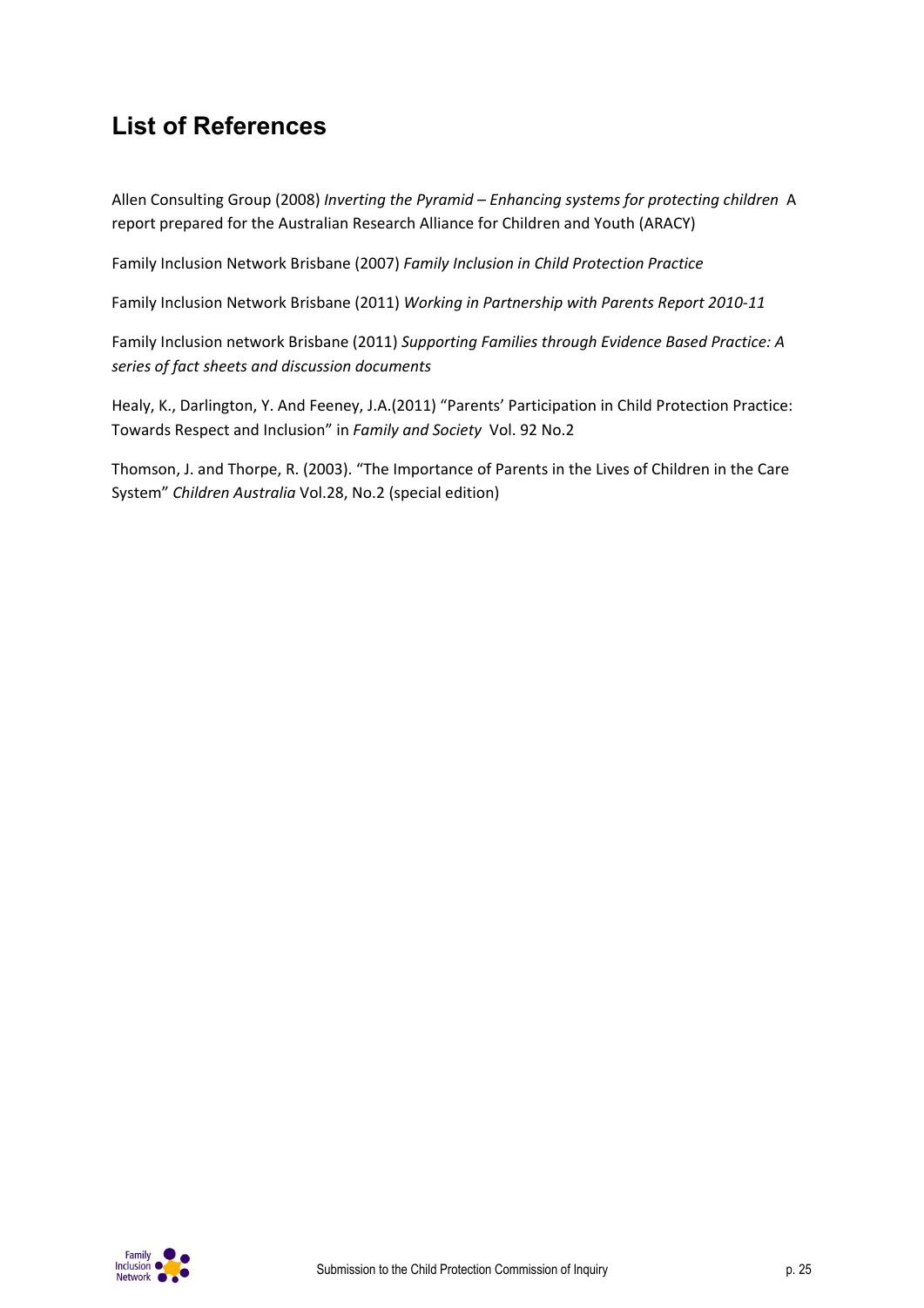## List of References

Allen Consulting Group (2008) *Inverting the Pyramid – Enhancing systems for protecting children* A report prepared for the Australian Research Alliance for Children and Youth (ARACY)

Family Inclusion Network Brisbane (2007) *Family Inclusion in Child Protection Practice*

Family Inclusion Network Brisbane (2011) *Working in Partnership with Parents Report 2010-11*

Family Inclusion network Brisbane (2011) *Supporting Families through Evidence Based Practice: A series of fact sheets and discussion documents*

Healy, K., Darlington, Y. And Feeney, J.A.(2011) "Parents' Participation in Child Protection Practice: Towards Respect and Inclusion" in *Family and Society* Vol. 92 No.2

Thomson, J. and Thorpe, R. (2003). "The Importance of Parents in the Lives of Children in the Care System" *Children Australia* Vol.28, No.2 (special edition)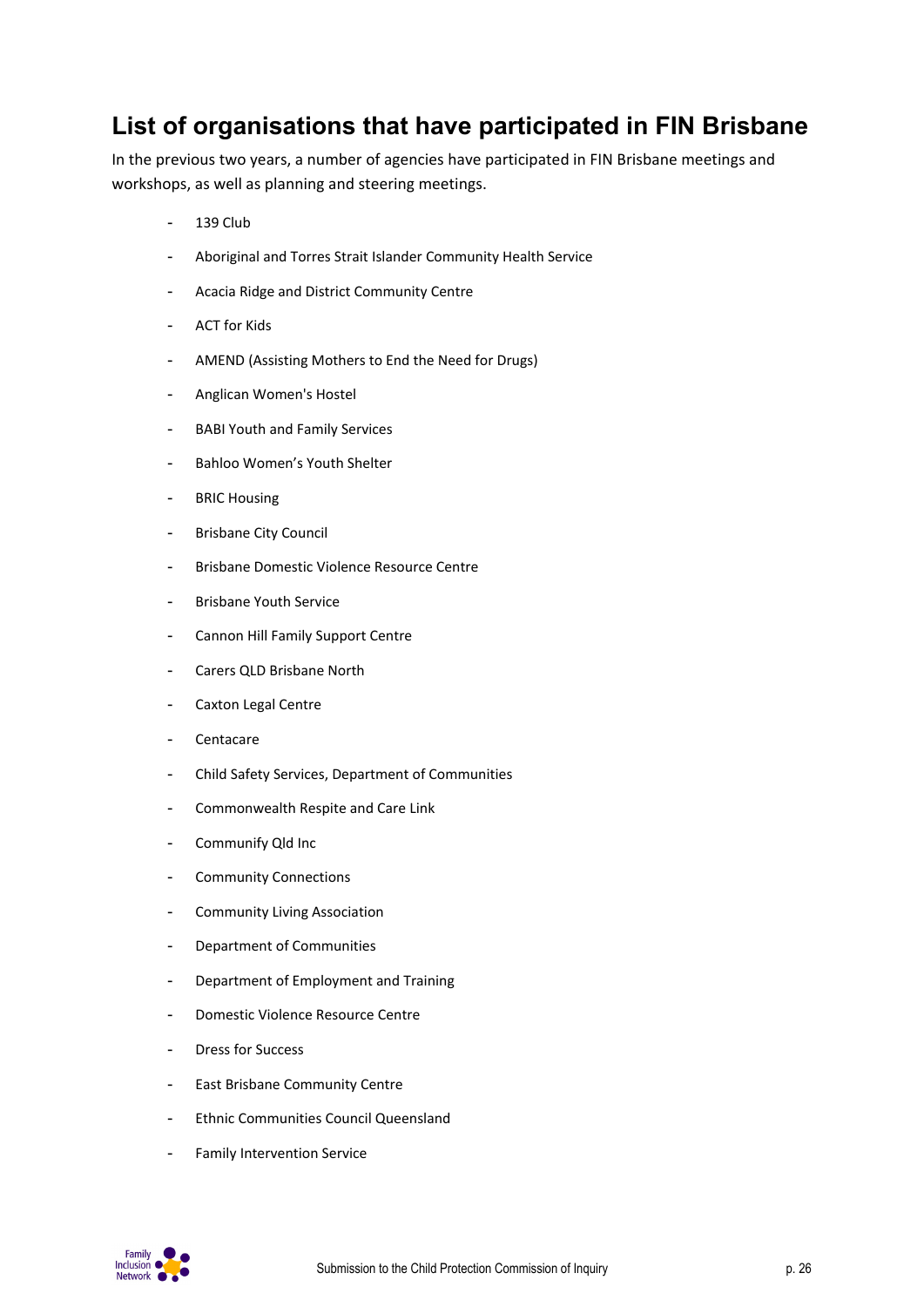## List of organisations that have participated in FIN Brisbane

In the previous two years, a number of agencies have participated in FIN Brisbane meetings and workshops, as well as planning and steering meetings.

- 139 Club
- Aboriginal and Torres Strait Islander Community Health Service
- Acacia Ridge and District Community Centre
- ACT for Kids
- AMEND (Assisting Mothers to End the Need for Drugs)
- Anglican Women's Hostel
- BABI Youth and Family Services
- Bahloo Women's Youth Shelter
- BRIC Housing
- Brisbane City Council
- Brisbane Domestic Violence Resource Centre
- Brisbane Youth Service
- Cannon Hill Family Support Centre
- Carers QLD Brisbane North
- Caxton Legal Centre
- Centacare
- Child Safety Services, Department of Communities
- Commonwealth Respite and Care Link
- Communify Qld Inc
- Community Connections
- Community Living Association
- Department of Communities
- Department of Employment and Training
- Domestic Violence Resource Centre
- Dress for Success
- East Brisbane Community Centre
- Ethnic Communities Council Queensland
- Family Intervention Service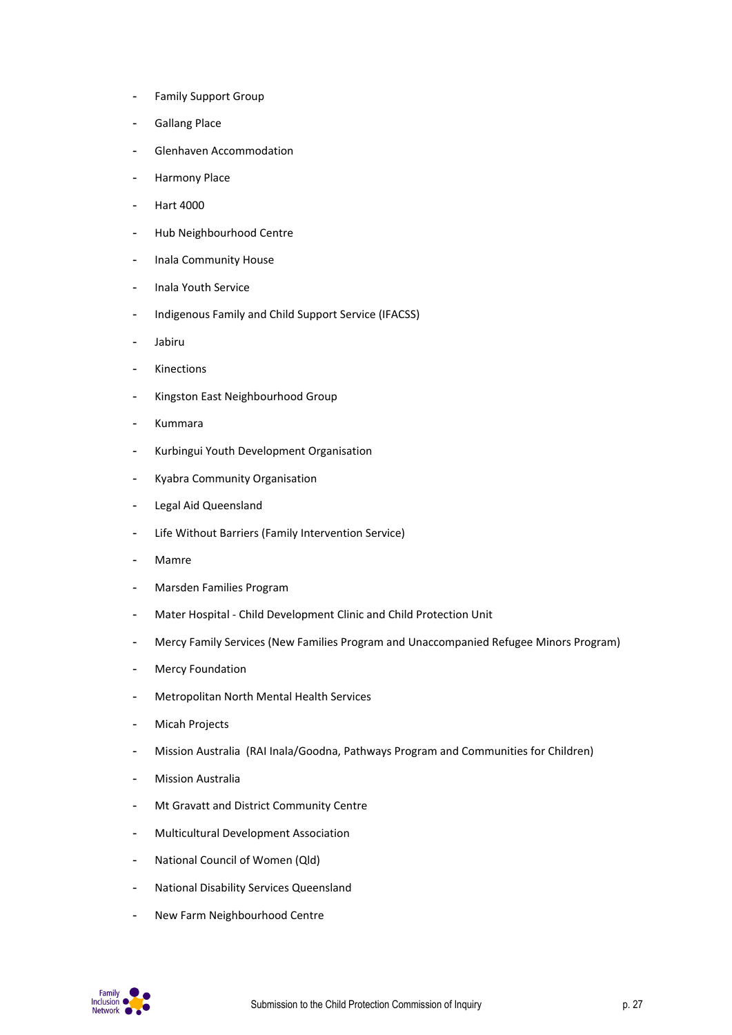- Family Support Group
- Gallang Place
- Glenhaven Accommodation
- Harmony Place
- Hart 4000
- Hub Neighbourhood Centre
- Inala Community House
- Inala Youth Service
- Indigenous Family and Child Support Service (IFACSS)
- Jabiru
- Kinections
- Kingston East Neighbourhood Group
- Kummara
- Kurbingui Youth Development Organisation
- Kyabra Community Organisation
- Legal Aid Queensland
- Life Without Barriers (Family Intervention Service)
- Mamre
- Marsden Families Program
- Mater Hospital - Child Development Clinic and Child Protection Unit
- Mercy Family Services (New Families Program and Unaccompanied Refugee Minors Program)
- Mercy Foundation
- Metropolitan North Mental Health Services
- Micah Projects
- Mission Australia (RAI Inala/Goodna, Pathways Program and Communities for Children)
- Mission Australia
- Mt Gravatt and District Community Centre
- Multicultural Development Association
- National Council of Women (Qld)
- National Disability Services Queensland
- New Farm Neighbourhood Centre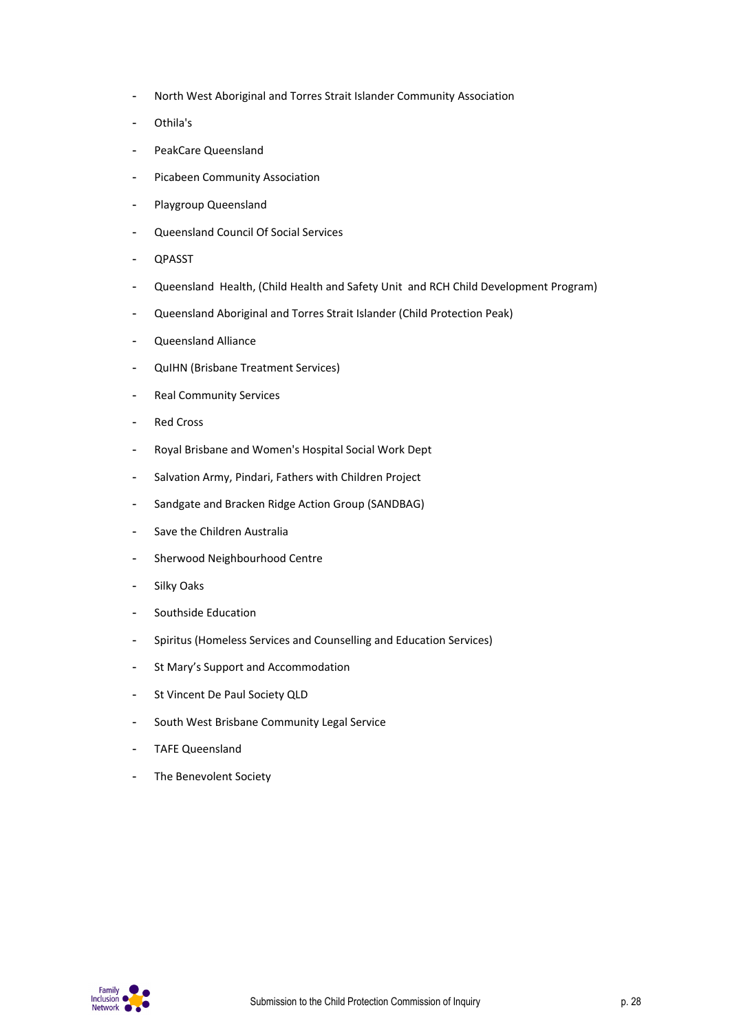- North West Aboriginal and Torres Strait Islander Community Association
- Othila's
- PeakCare Queensland
- Picabeen Community Association
- Playgroup Queensland
- Queensland Council Of Social Services
- QPASST
- Queensland Health, (Child Health and Safety Unit and RCH Child Development Program)
- Queensland Aboriginal and Torres Strait Islander (Child Protection Peak)
- Queensland Alliance
- QuIHN (Brisbane Treatment Services)
- Real Community Services
- Red Cross
- Royal Brisbane and Women's Hospital Social Work Dept
- Salvation Army, Pindari, Fathers with Children Project
- Sandgate and Bracken Ridge Action Group (SANDBAG)
- Save the Children Australia
- Sherwood Neighbourhood Centre
- Silky Oaks
- Southside Education
- Spiritus (Homeless Services and Counselling and Education Services)
- St Mary's Support and Accommodation
- St Vincent De Paul Society QLD
- South West Brisbane Community Legal Service
- TAFE Queensland
- The Benevolent Society